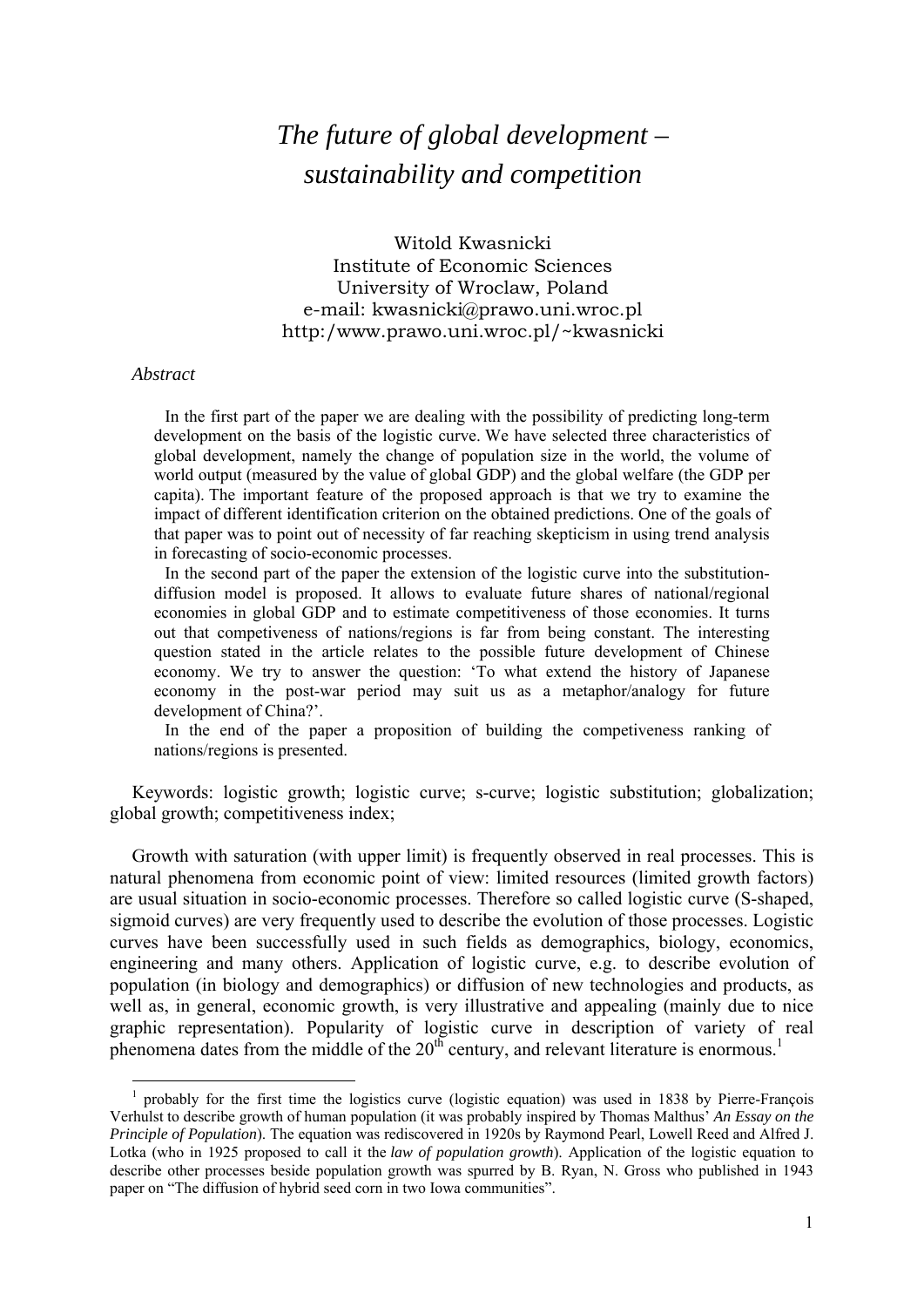# *The future of global development – sustainability and competition*

Witold Kwasnicki
Institute of Economic Sciences
University of Wroclaw, Poland
e-mail: kwasnicki@prawo.uni.wroc.pl
http:/www.prawo.uni.wroc.pl/~kwasnicki

*Abstract*

In the first part of the paper we are dealing with the possibility of predicting long-term development on the basis of the logistic curve. We have selected three characteristics of global development, namely the change of population size in the world, the volume of world output (measured by the value of global GDP) and the global welfare (the GDP per capita). The important feature of the proposed approach is that we try to examine the impact of different identification criterion on the obtained predictions. One of the goals of that paper was to point out of necessity of far reaching skepticism in using trend analysis in forecasting of socio-economic processes.

In the second part of the paper the extension of the logistic curve into the substitution-diffusion model is proposed. It allows to evaluate future shares of national/regional economies in global GDP and to estimate competitiveness of those economies. It turns out that competiveness of nations/regions is far from being constant. The interesting question stated in the article relates to the possible future development of Chinese economy. We try to answer the question: 'To what extend the history of Japanese economy in the post-war period may suit us as a metaphor/analogy for future development of China?'.

In the end of the paper a proposition of building the competiveness ranking of nations/regions is presented.

Keywords: logistic growth; logistic curve; s-curve; logistic substitution; globalization; global growth; competitiveness index;

Growth with saturation (with upper limit) is frequently observed in real processes. This is natural phenomena from economic point of view: limited resources (limited growth factors) are usual situation in socio-economic processes. Therefore so called logistic curve (S-shaped, sigmoid curves) are very frequently used to describe the evolution of those processes. Logistic curves have been successfully used in such fields as demographics, biology, economics, engineering and many others. Application of logistic curve, e.g. to describe evolution of population (in biology and demographics) or diffusion of new technologies and products, as well as, in general, economic growth, is very illustrative and appealing (mainly due to nice graphic representation). Popularity of logistic curve in description of variety of real phenomena dates from the middle of the 20th century, and relevant literature is enormous.[1]

[1] probably for the first time the logistics curve (logistic equation) was used in 1838 by Pierre-François Verhulst to describe growth of human population (it was probably inspired by Thomas Malthus' *An Essay on the Principle of Population*). The equation was rediscovered in 1920s by Raymond Pearl, Lowell Reed and Alfred J. Lotka (who in 1925 proposed to call it the *law of population growth*). Application of the logistic equation to describe other processes beside population growth was spurred by B. Ryan, N. Gross who published in 1943 paper on "The diffusion of hybrid seed corn in two Iowa communities".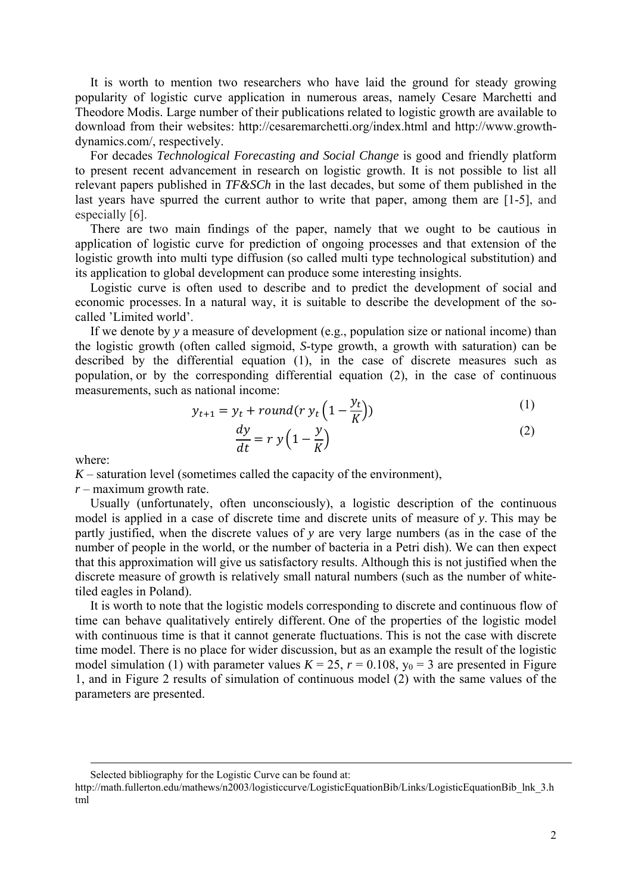It is worth to mention two researchers who have laid the ground for steady growing popularity of logistic curve application in numerous areas, namely Cesare Marchetti and Theodore Modis. Large number of their publications related to logistic growth are available to download from their websites: http://cesaremarchetti.org/index.html and http://www.growth-dynamics.com/, respectively.

For decades *Technological Forecasting and Social Change* is good and friendly platform to present recent advancement in research on logistic growth. It is not possible to list all relevant papers published in *TF&SCh* in the last decades, but some of them published in the last years have spurred the current author to write that paper, among them are [1-5], and especially [6].

There are two main findings of the paper, namely that we ought to be cautious in application of logistic curve for prediction of ongoing processes and that extension of the logistic growth into multi type diffusion (so called multi type technological substitution) and its application to global development can produce some interesting insights.

Logistic curve is often used to describe and to predict the development of social and economic processes. In a natural way, it is suitable to describe the development of the so-called 'Limited world'.

If we denote by $y$ a measure of development (e.g., population size or national income) than the logistic growth (often called sigmoid, *S*-type growth, a growth with saturation) can be described by the differential equation (1), in the case of discrete measures such as population, or by the corresponding differential equation (2), in the case of continuous measurements, such as national income:

$$y_{t+1} = y_t + round\left(r\, y_t \left(1 - \frac{y_t}{K}\right)\right) \tag{1}$$

$$\frac{dy}{dt} = r\, y\left(1 - \frac{y}{K}\right) \tag{2}$$

where:

$K$ – saturation level (sometimes called the capacity of the environment),

$r$ – maximum growth rate.

Usually (unfortunately, often unconsciously), a logistic description of the continuous model is applied in a case of discrete time and discrete units of measure of $y$. This may be partly justified, when the discrete values of $y$ are very large numbers (as in the case of the number of people in the world, or the number of bacteria in a Petri dish). We can then expect that this approximation will give us satisfactory results. Although this is not justified when the discrete measure of growth is relatively small natural numbers (such as the number of white-tiled eagles in Poland).

It is worth to note that the logistic models corresponding to discrete and continuous flow of time can behave qualitatively entirely different. One of the properties of the logistic model with continuous time is that it cannot generate fluctuations. This is not the case with discrete time model. There is no place for wider discussion, but as an example the result of the logistic model simulation (1) with parameter values $K = 25$, $r = 0.108$, $y_0 = 3$ are presented in Figure 1, and in Figure 2 results of simulation of continuous model (2) with the same values of the parameters are presented.

---

Selected bibliography for the Logistic Curve can be found at: http://math.fullerton.edu/mathews/n2003/logisticcurve/LogisticEquationBib/Links/LogisticEquationBib_lnk_3.html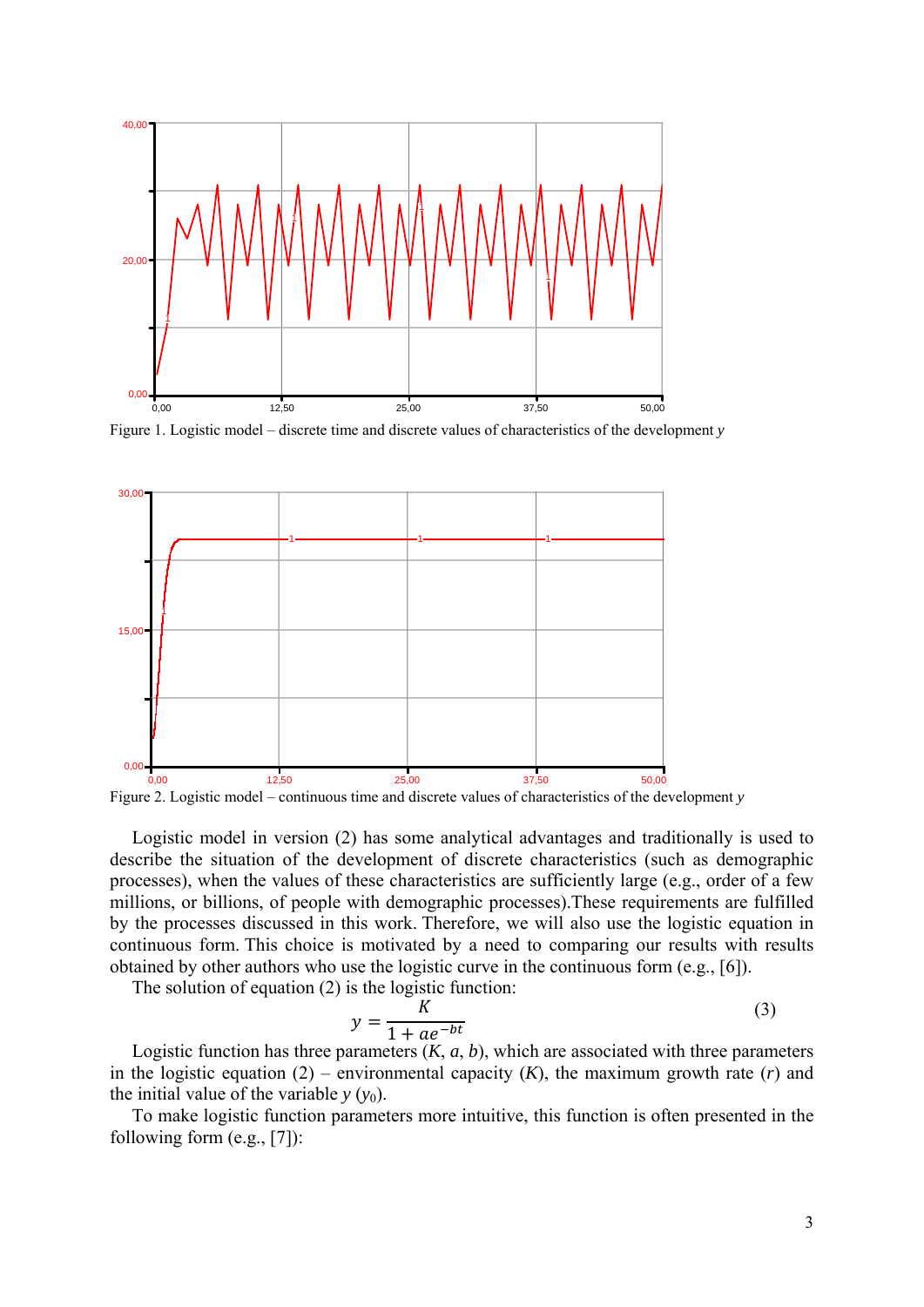Figure 1. Logistic model – discrete time and discrete values of characteristics of the development *y*

Figure 2. Logistic model – continuous time and discrete values of characteristics of the development *y*

Logistic model in version (2) has some analytical advantages and traditionally is used to describe the situation of the development of discrete characteristics (such as demographic processes), when the values of these characteristics are sufficiently large (e.g., order of a few millions, or billions, of people with demographic processes).These requirements are fulfilled by the processes discussed in this work. Therefore, we will also use the logistic equation in continuous form. This choice is motivated by a need to comparing our results with results obtained by other authors who use the logistic curve in the continuous form (e.g., [6]).

The solution of equation (2) is the logistic function:

$$y = \frac{K}{1 + ae^{-bt}} \tag{3}$$

Logistic function has three parameters ($K$, $a$, $b$), which are associated with three parameters in the logistic equation (2) – environmental capacity ($K$), the maximum growth rate ($r$) and the initial value of the variable $y$ ($y_0$).

To make logistic function parameters more intuitive, this function is often presented in the following form (e.g., [7]):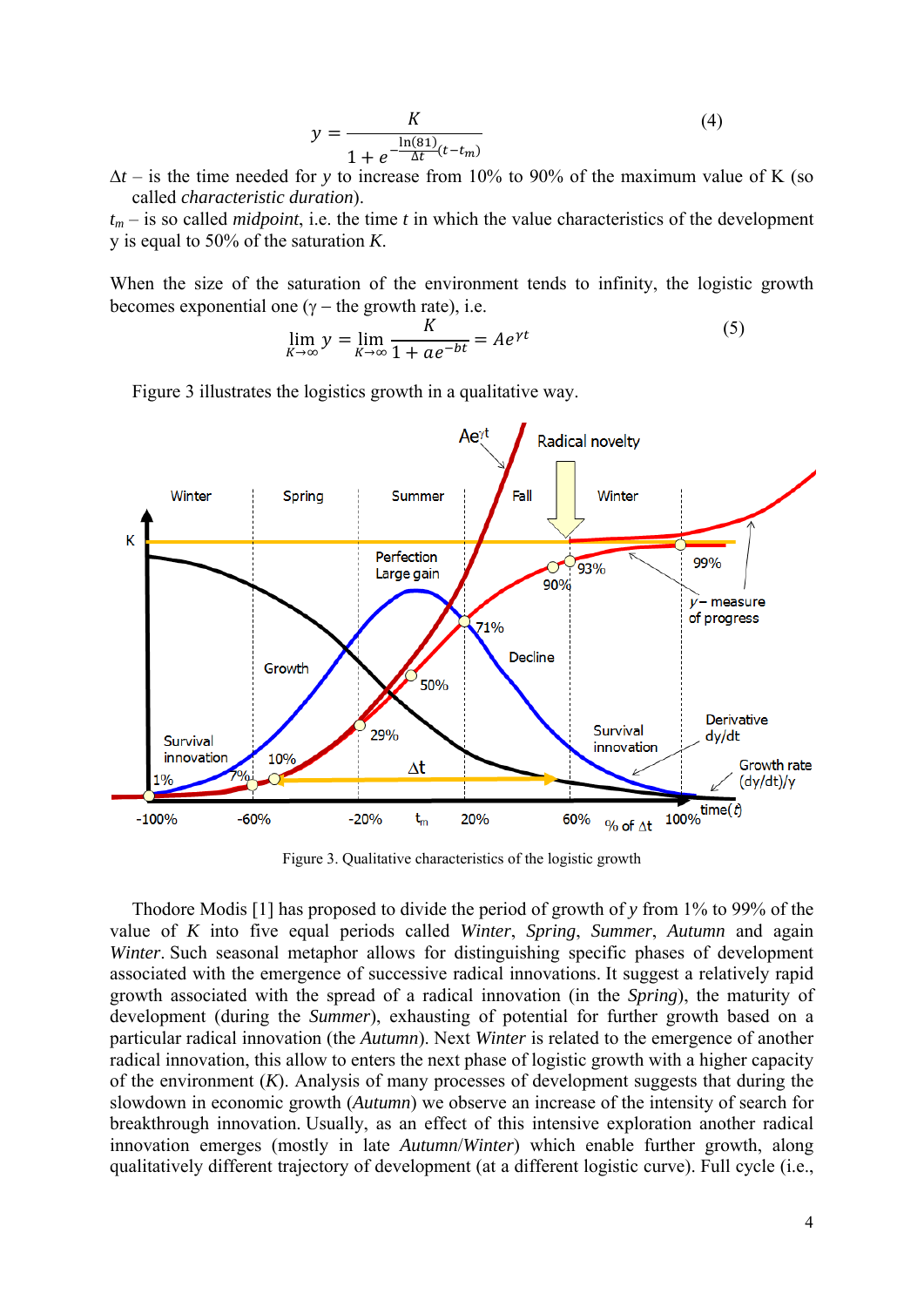$$y = \frac{K}{1 + e^{-\frac{\ln(81)}{\Delta t}(t - t_m)}} \tag{4}$$

$\Delta t$ – is the time needed for $y$ to increase from 10% to 90% of the maximum value of K (so called *characteristic duration*).

$t_m$ – is so called *midpoint*, i.e. the time $t$ in which the value characteristics of the development y is equal to 50% of the saturation $K$.

When the size of the saturation of the environment tends to infinity, the logistic growth becomes exponential one ($\gamma$ – the growth rate), i.e.

$$\lim_{K\to\infty} y = \lim_{K\to\infty} \frac{K}{1 + ae^{-bt}} = Ae^{\gamma t} \tag{5}$$

Figure 3 illustrates the logistics growth in a qualitative way.

Figure 3. Qualitative characteristics of the logistic growth

Thodore Modis [1] has proposed to divide the period of growth of $y$ from 1% to 99% of the value of $K$ into five equal periods called *Winter*, *Spring*, *Summer*, *Autumn* and again *Winter*. Such seasonal metaphor allows for distinguishing specific phases of development associated with the emergence of successive radical innovations. It suggest a relatively rapid growth associated with the spread of a radical innovation (in the *Spring*), the maturity of development (during the *Summer*), exhausting of potential for further growth based on a particular radical innovation (the *Autumn*). Next *Winter* is related to the emergence of another radical innovation, this allow to enters the next phase of logistic growth with a higher capacity of the environment ($K$). Analysis of many processes of development suggests that during the slowdown in economic growth (*Autumn*) we observe an increase of the intensity of search for breakthrough innovation. Usually, as an effect of this intensive exploration another radical innovation emerges (mostly in late *Autumn*/*Winter*) which enable further growth, along qualitatively different trajectory of development (at a different logistic curve). Full cycle (i.e.,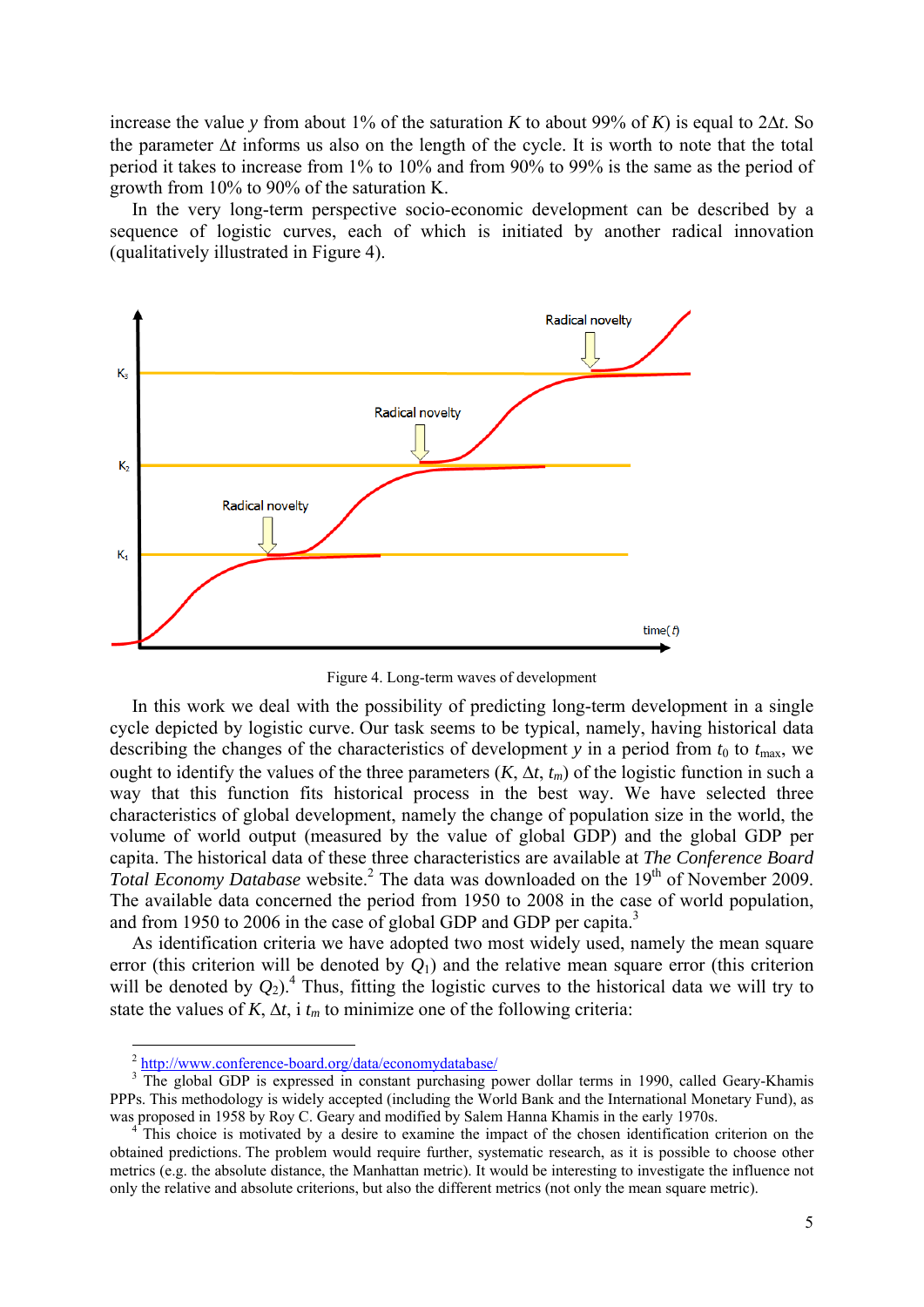increase the value $y$ from about 1% of the saturation $K$ to about 99% of $K$) is equal to $2\Delta t$. So the parameter $\Delta t$ informs us also on the length of the cycle. It is worth to note that the total period it takes to increase from 1% to 10% and from 90% to 99% is the same as the period of growth from 10% to 90% of the saturation K.

In the very long-term perspective socio-economic development can be described by a sequence of logistic curves, each of which is initiated by another radical innovation (qualitatively illustrated in Figure 4).

Figure 4. Long-term waves of development

In this work we deal with the possibility of predicting long-term development in a single cycle depicted by logistic curve. Our task seems to be typical, namely, having historical data describing the changes of the characteristics of development $y$ in a period from $t_0$ to $t_{\max}$, we ought to identify the values of the three parameters ($K$, $\Delta t$, $t_m$) of the logistic function in such a way that this function fits historical process in the best way. We have selected three characteristics of global development, namely the change of population size in the world, the volume of world output (measured by the value of global GDP) and the global GDP per capita. The historical data of these three characteristics are available at *The Conference Board Total Economy Database* website.[2] The data was downloaded on the 19th of November 2009. The available data concerned the period from 1950 to 2008 in the case of world population, and from 1950 to 2006 in the case of global GDP and GDP per capita.[3]

As identification criteria we have adopted two most widely used, namely the mean square error (this criterion will be denoted by $Q_1$) and the relative mean square error (this criterion will be denoted by $Q_2$).[4] Thus, fitting the logistic curves to the historical data we will try to state the values of $K$, $\Delta t$, i $t_m$ to minimize one of the following criteria:

---

[2] http://www.conference-board.org/data/economydatabase/

[3] The global GDP is expressed in constant purchasing power dollar terms in 1990, called Geary-Khamis PPPs. This methodology is widely accepted (including the World Bank and the International Monetary Fund), as was proposed in 1958 by Roy C. Geary and modified by Salem Hanna Khamis in the early 1970s.

[4] This choice is motivated by a desire to examine the impact of the chosen identification criterion on the obtained predictions. The problem would require further, systematic research, as it is possible to choose other metrics (e.g. the absolute distance, the Manhattan metric). It would be interesting to investigate the influence not only the relative and absolute criterions, but also the different metrics (not only the mean square metric).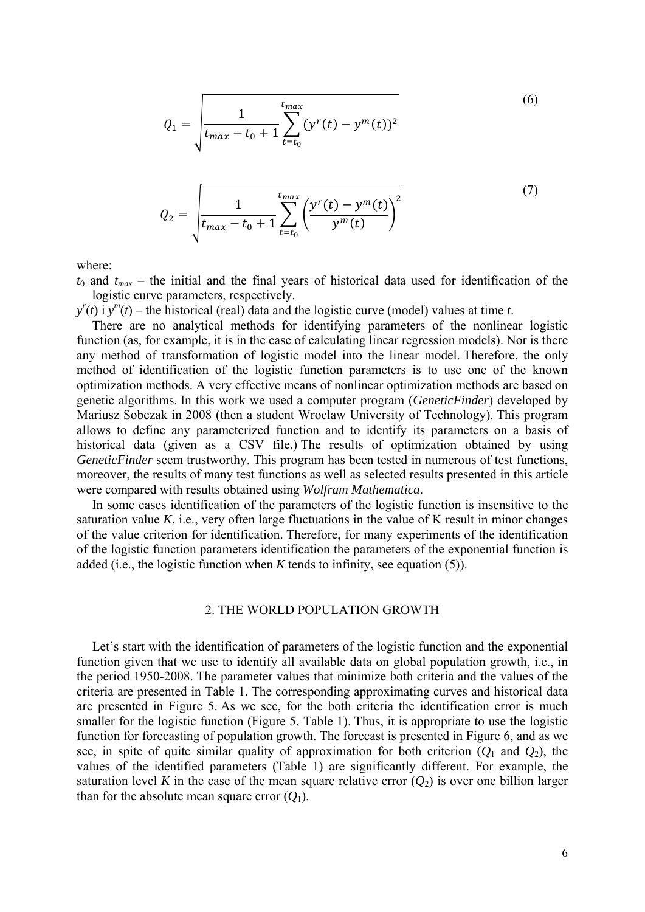$$Q_1 = \sqrt{\frac{1}{t_{max} - t_0 + 1} \sum_{t=t_0}^{t_{max}} (y^r(t) - y^m(t))^2} \tag{6}$$

$$Q_2 = \sqrt{\frac{1}{t_{max} - t_0 + 1} \sum_{t=t_0}^{t_{max}} \left( \frac{y^r(t) - y^m(t)}{y^m(t)} \right)^2} \tag{7}$$

where:

$t_0$ and $t_{max}$ – the initial and the final years of historical data used for identification of the logistic curve parameters, respectively.

$y^r(t)$ i $y^m(t)$ – the historical (real) data and the logistic curve (model) values at time *t*.

There are no analytical methods for identifying parameters of the nonlinear logistic function (as, for example, it is in the case of calculating linear regression models). Nor is there any method of transformation of logistic model into the linear model. Therefore, the only method of identification of the logistic function parameters is to use one of the known optimization methods. A very effective means of nonlinear optimization methods are based on genetic algorithms. In this work we used a computer program (*GeneticFinder*) developed by Mariusz Sobczak in 2008 (then a student Wroclaw University of Technology). This program allows to define any parameterized function and to identify its parameters on a basis of historical data (given as a CSV file.) The results of optimization obtained by using *GeneticFinder* seem trustworthy. This program has been tested in numerous of test functions, moreover, the results of many test functions as well as selected results presented in this article were compared with results obtained using *Wolfram Mathematica*.

In some cases identification of the parameters of the logistic function is insensitive to the saturation value *K*, i.e., very often large fluctuations in the value of K result in minor changes of the value criterion for identification. Therefore, for many experiments of the identification of the logistic function parameters identification the parameters of the exponential function is added (i.e., the logistic function when *K* tends to infinity, see equation (5)).

## 2. THE WORLD POPULATION GROWTH

Let's start with the identification of parameters of the logistic function and the exponential function given that we use to identify all available data on global population growth, i.e., in the period 1950-2008. The parameter values that minimize both criteria and the values of the criteria are presented in Table 1. The corresponding approximating curves and historical data are presented in Figure 5. As we see, for the both criteria the identification error is much smaller for the logistic function (Figure 5, Table 1). Thus, it is appropriate to use the logistic function for forecasting of population growth. The forecast is presented in Figure 6, and as we see, in spite of quite similar quality of approximation for both criterion ($Q_1$ and $Q_2$), the values of the identified parameters (Table 1) are significantly different. For example, the saturation level *K* in the case of the mean square relative error ($Q_2$) is over one billion larger than for the absolute mean square error ($Q_1$).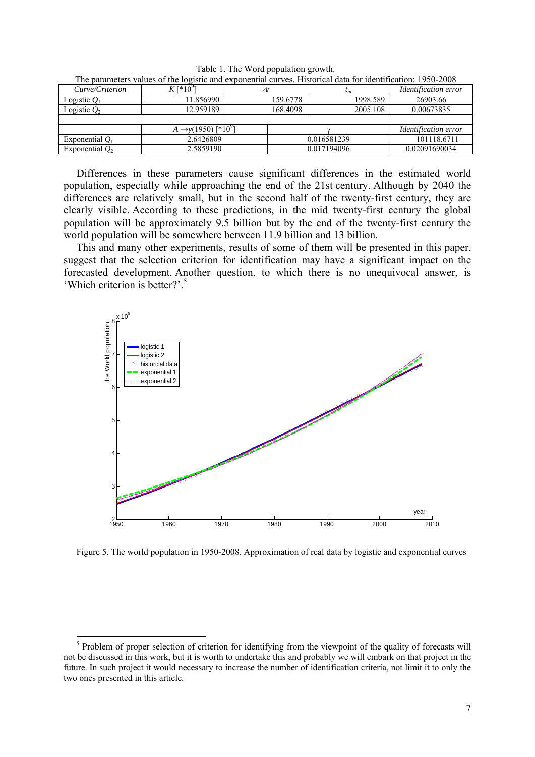Table 1. The Word population growth.

The parameters values of the logistic and exponential curves. Historical data for identification: 1950-2008

| *Curve/Criterion* | $K$ [$*10^9$] | $\Delta t$ | $t_m$ | *Identification error* |
|---|---|---|---|---|
| Logistic $Q_1$ | 11.856990 | 159.6778 | 1998.589 | 26903.66 |
| Logistic $Q_2$ | 12.959189 | 168.4098 | 2005.108 | 0.00673835 |

| | $A \rightarrow y(1950)$ [$*10^9$] | $\gamma$ | *Identification error* |
|---|---|---|---|
| Exponential $Q_1$ | 2.6426809 | 0.016581239 | 101118.6711 |
| Exponential $Q_2$ | 2.5859190 | 0.017194096 | 0.02091690034 |

Differences in these parameters cause significant differences in the estimated world population, especially while approaching the end of the 21st century. Although by 2040 the differences are relatively small, but in the second half of the twenty-first century, they are clearly visible. According to these predictions, in the mid twenty-first century the global population will be approximately 9.5 billion but by the end of the twenty-first century the world population will be somewhere between 11.9 billion and 13 billion.

This and many other experiments, results of some of them will be presented in this paper, suggest that the selection criterion for identification may have a significant impact on the forecasted development. Another question, to which there is no unequivocal answer, is 'Which criterion is better?'.[5]

Figure 5. The world population in 1950-2008. Approximation of real data by logistic and exponential curves

[5] Problem of proper selection of criterion for identifying from the viewpoint of the quality of forecasts will not be discussed in this work, but it is worth to undertake this and probably we will embark on that project in the future. In such project it would necessary to increase the number of identification criteria, not limit it to only the two ones presented in this article.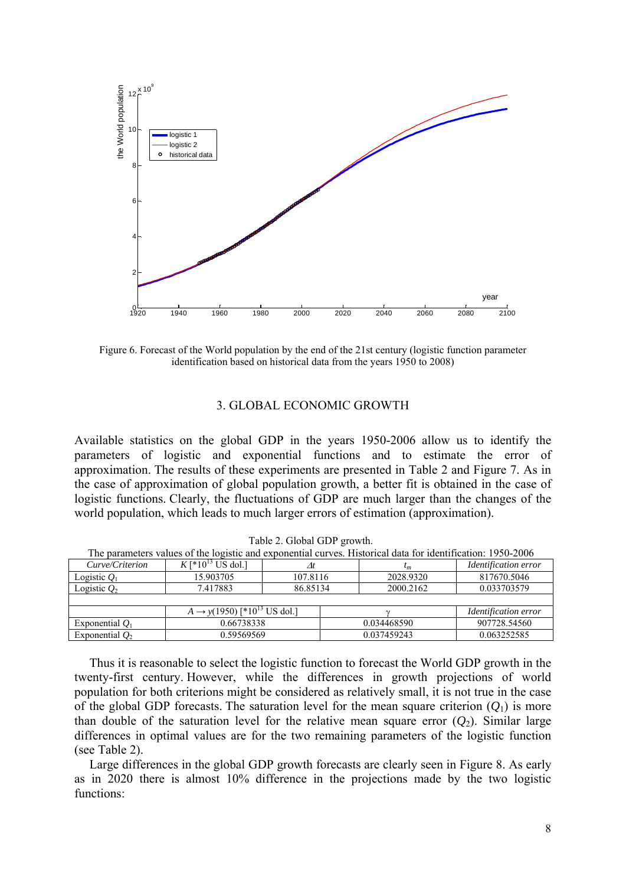Figure 6. Forecast of the World population by the end of the 21st century (logistic function parameter identification based on historical data from the years 1950 to 2008)

## 3. GLOBAL ECONOMIC GROWTH

Available statistics on the global GDP in the years 1950-2006 allow us to identify the parameters of logistic and exponential functions and to estimate the error of approximation. The results of these experiments are presented in Table 2 and Figure 7. As in the case of approximation of global population growth, a better fit is obtained in the case of logistic functions. Clearly, the fluctuations of GDP are much larger than the changes of the world population, which leads to much larger errors of estimation (approximation).

Table 2. Global GDP growth.

The parameters values of the logistic and exponential curves. Historical data for identification: 1950-2006

| *Curve/Criterion* | $K$ [$*10^{13}$ US dol.] | $\Delta t$ | $t_m$ | *Identification error* |
|---|---|---|---|---|
| Logistic $Q_1$ | 15.903705 | 107.8116 | 2028.9320 | 817670.5046 |
| Logistic $Q_2$ | 7.417883 | 86.85134 | 2000.2162 | 0.033703579 |
| | | | | |
| | $A \rightarrow y(1950)$ [$*10^{13}$ US dol.] | | $\gamma$ | *Identification error* |
| Exponential $Q_1$ | 0.66738338 | | 0.034468590 | 907728.54560 |
| Exponential $Q_2$ | 0.59569569 | | 0.037459243 | 0.063252585 |

Thus it is reasonable to select the logistic function to forecast the World GDP growth in the twenty-first century. However, while the differences in growth projections of world population for both criterions might be considered as relatively small, it is not true in the case of the global GDP forecasts. The saturation level for the mean square criterion ($Q_1$) is more than double of the saturation level for the relative mean square error ($Q_2$). Similar large differences in optimal values are for the two remaining parameters of the logistic function (see Table 2).

Large differences in the global GDP growth forecasts are clearly seen in Figure 8. As early as in 2020 there is almost 10% difference in the projections made by the two logistic functions: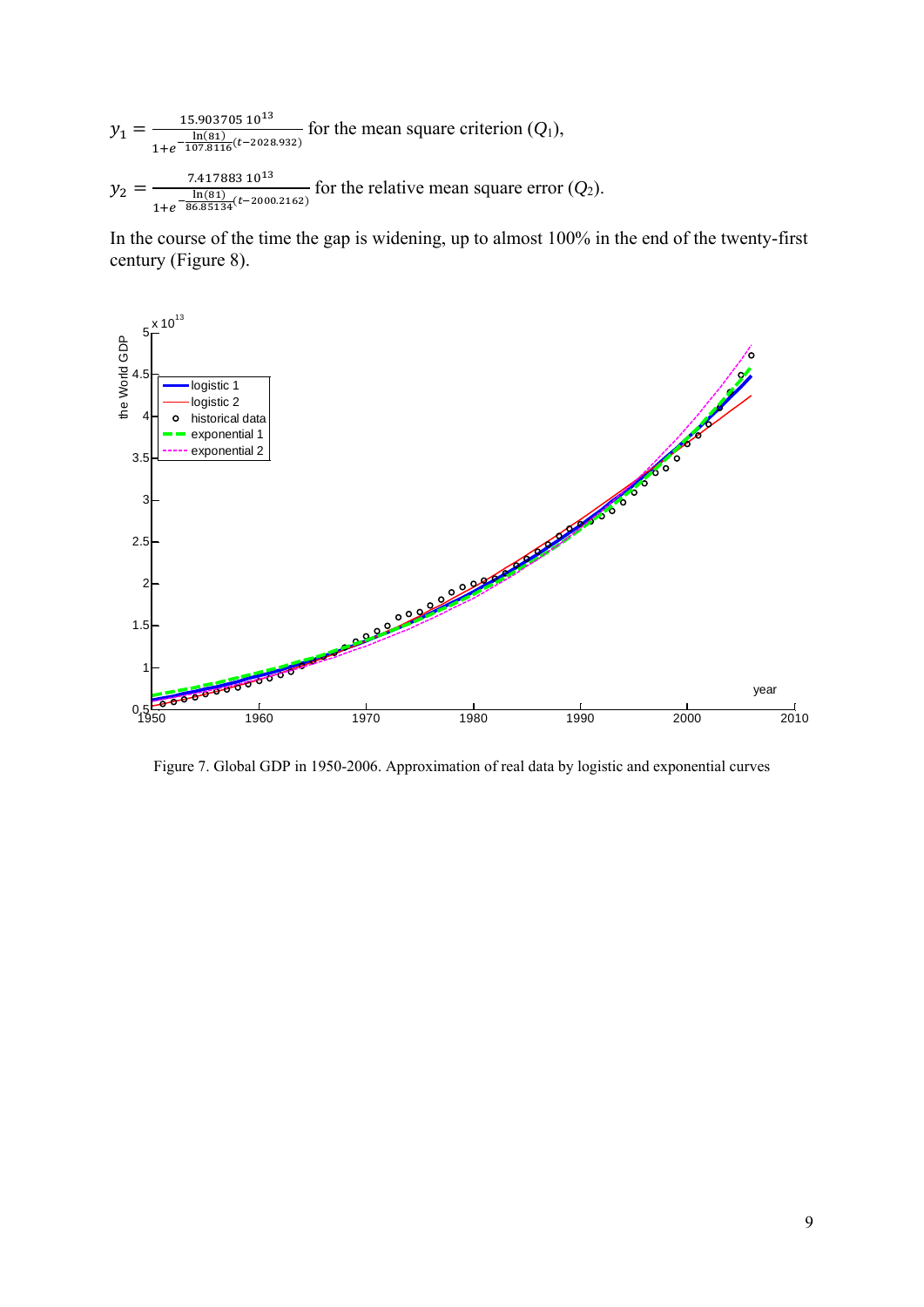$$y_1 = \frac{15.903705\ 10^{13}}{1+e^{-\frac{\ln(81)}{107.8116}(t-2028.932)}}$$ for the mean square criterion ($Q_1$),

$$y_2 = \frac{7.417883\ 10^{13}}{1+e^{-\frac{\ln(81)}{86.85134}(t-2000.2162)}}$$ for the relative mean square error ($Q_2$).

In the course of the time the gap is widening, up to almost 100% in the end of the twenty-first century (Figure 8).

Figure 7. Global GDP in 1950-2006. Approximation of real data by logistic and exponential curves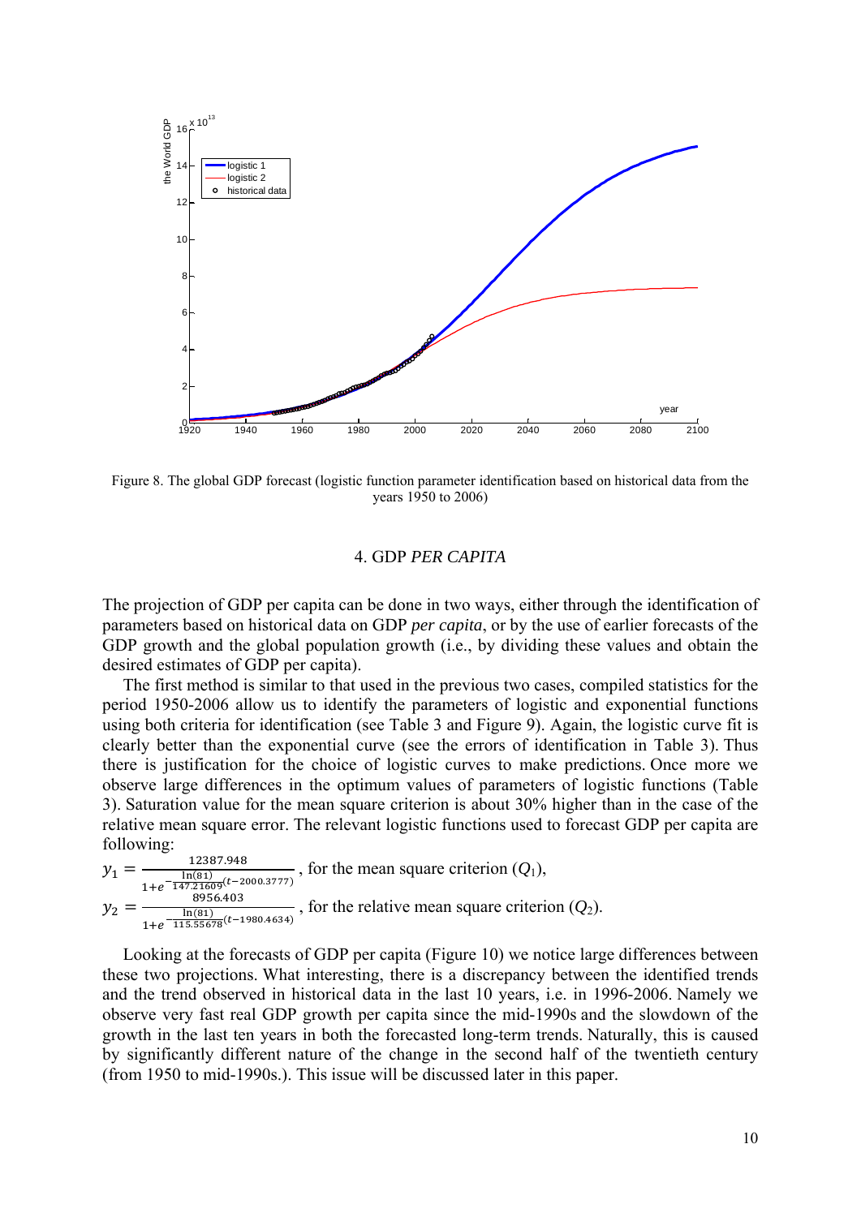Figure 8. The global GDP forecast (logistic function parameter identification based on historical data from the years 1950 to 2006)

## 4. GDP *PER CAPITA*

The projection of GDP per capita can be done in two ways, either through the identification of parameters based on historical data on GDP *per capita*, or by the use of earlier forecasts of the GDP growth and the global population growth (i.e., by dividing these values and obtain the desired estimates of GDP per capita).

The first method is similar to that used in the previous two cases, compiled statistics for the period 1950-2006 allow us to identify the parameters of logistic and exponential functions using both criteria for identification (see Table 3 and Figure 9). Again, the logistic curve fit is clearly better than the exponential curve (see the errors of identification in Table 3). Thus there is justification for the choice of logistic curves to make predictions. Once more we observe large differences in the optimum values of parameters of logistic functions (Table 3). Saturation value for the mean square criterion is about 30% higher than in the case of the relative mean square error. The relevant logistic functions used to forecast GDP per capita are following:

$$y_1 = \frac{12387.948}{1+e^{-\frac{\ln(81)}{147.21609}(t-2000.3777)}}, \text{ for the mean square criterion } (Q_1),$$

$$y_2 = \frac{8956.403}{1+e^{-\frac{\ln(81)}{115.55678}(t-1980.4634)}}, \text{ for the relative mean square criterion } (Q_2).$$

Looking at the forecasts of GDP per capita (Figure 10) we notice large differences between these two projections. What interesting, there is a discrepancy between the identified trends and the trend observed in historical data in the last 10 years, i.e. in 1996-2006. Namely we observe very fast real GDP growth per capita since the mid-1990s and the slowdown of the growth in the last ten years in both the forecasted long-term trends. Naturally, this is caused by significantly different nature of the change in the second half of the twentieth century (from 1950 to mid-1990s.). This issue will be discussed later in this paper.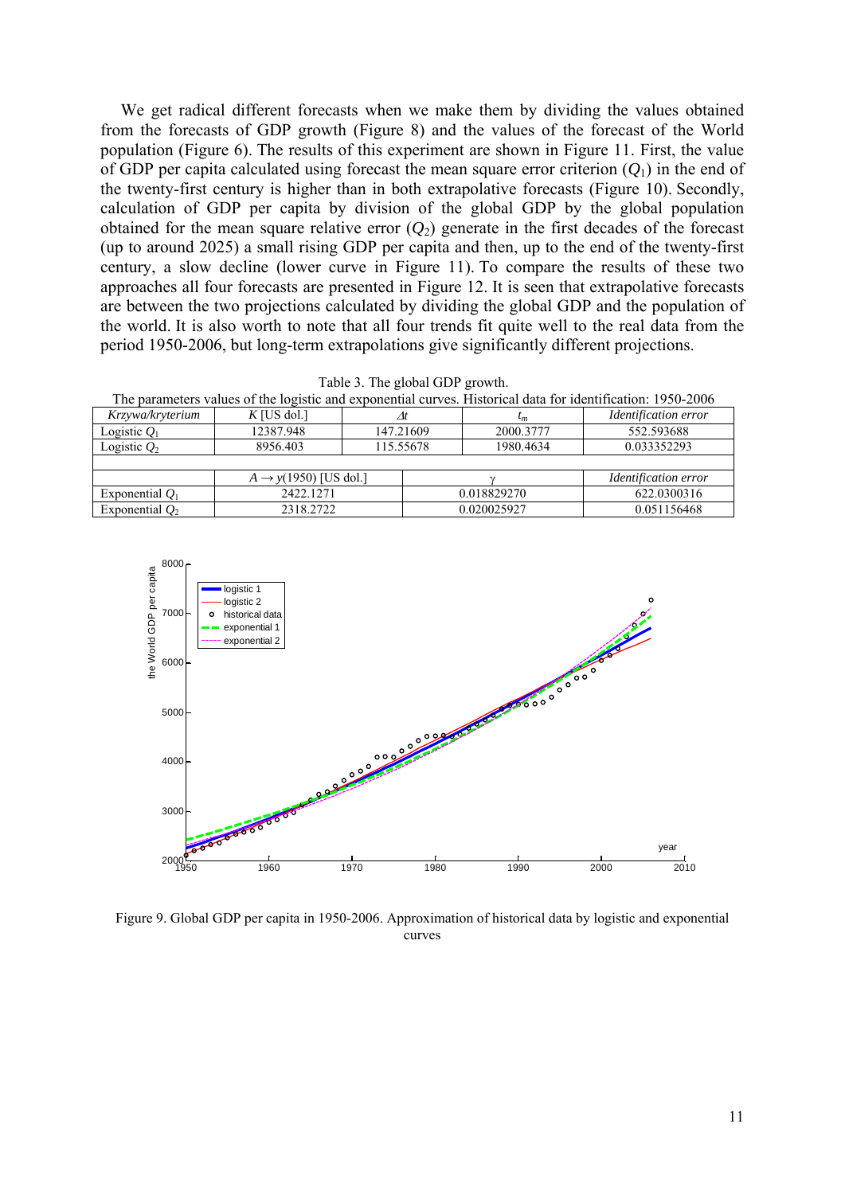We get radical different forecasts when we make them by dividing the values obtained from the forecasts of GDP growth (Figure 8) and the values of the forecast of the World population (Figure 6). The results of this experiment are shown in Figure 11. First, the value of GDP per capita calculated using forecast the mean square error criterion ($Q_1$) in the end of the twenty-first century is higher than in both extrapolative forecasts (Figure 10). Secondly, calculation of GDP per capita by division of the global GDP by the global population obtained for the mean square relative error ($Q_2$) generate in the first decades of the forecast (up to around 2025) a small rising GDP per capita and then, up to the end of the twenty-first century, a slow decline (lower curve in Figure 11). To compare the results of these two approaches all four forecasts are presented in Figure 12. It is seen that extrapolative forecasts are between the two projections calculated by dividing the global GDP and the population of the world. It is also worth to note that all four trends fit quite well to the real data from the period 1950-2006, but long-term extrapolations give significantly different projections.

Table 3. The global GDP growth.
The parameters values of the logistic and exponential curves. Historical data for identification: 1950-2006

| *Krzywa/kryterium* | $K$ [US dol.] | $\Delta t$ | $t_m$ | *Identification error* |
|---|---|---|---|---|
| Logistic $Q_1$ | 12387.948 | 147.21609 | 2000.3777 | 552.593688 |
| Logistic $Q_2$ | 8956.403 | 115.55678 | 1980.4634 | 0.033352293 |
| | | | | |
| | $A \to y(1950)$ [US dol.] | | $\gamma$ | *Identification error* |
| Exponential $Q_1$ | 2422.1271 | | 0.018829270 | 622.0300316 |
| Exponential $Q_2$ | 2318.2722 | | 0.020025927 | 0.051156468 |

Figure 9. Global GDP per capita in 1950-2006. Approximation of historical data by logistic and exponential curves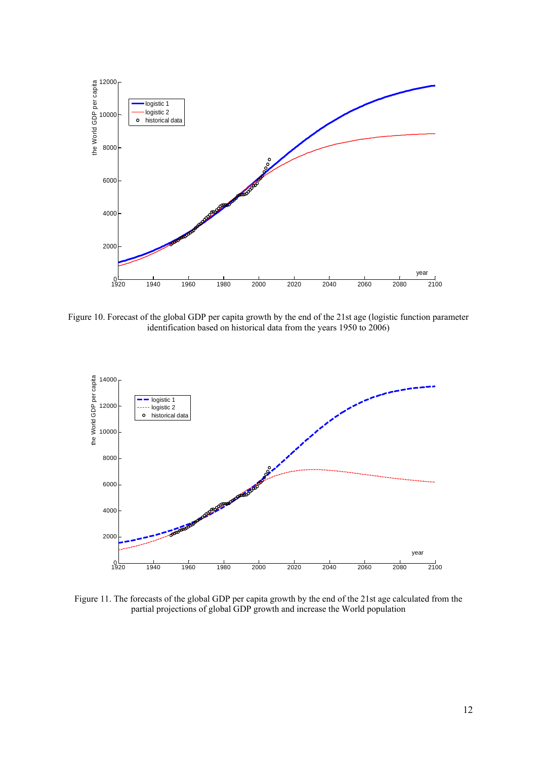Figure 10. Forecast of the global GDP per capita growth by the end of the 21st age (logistic function parameter identification based on historical data from the years 1950 to 2006)

Figure 11. The forecasts of the global GDP per capita growth by the end of the 21st age calculated from the partial projections of global GDP growth and increase the World population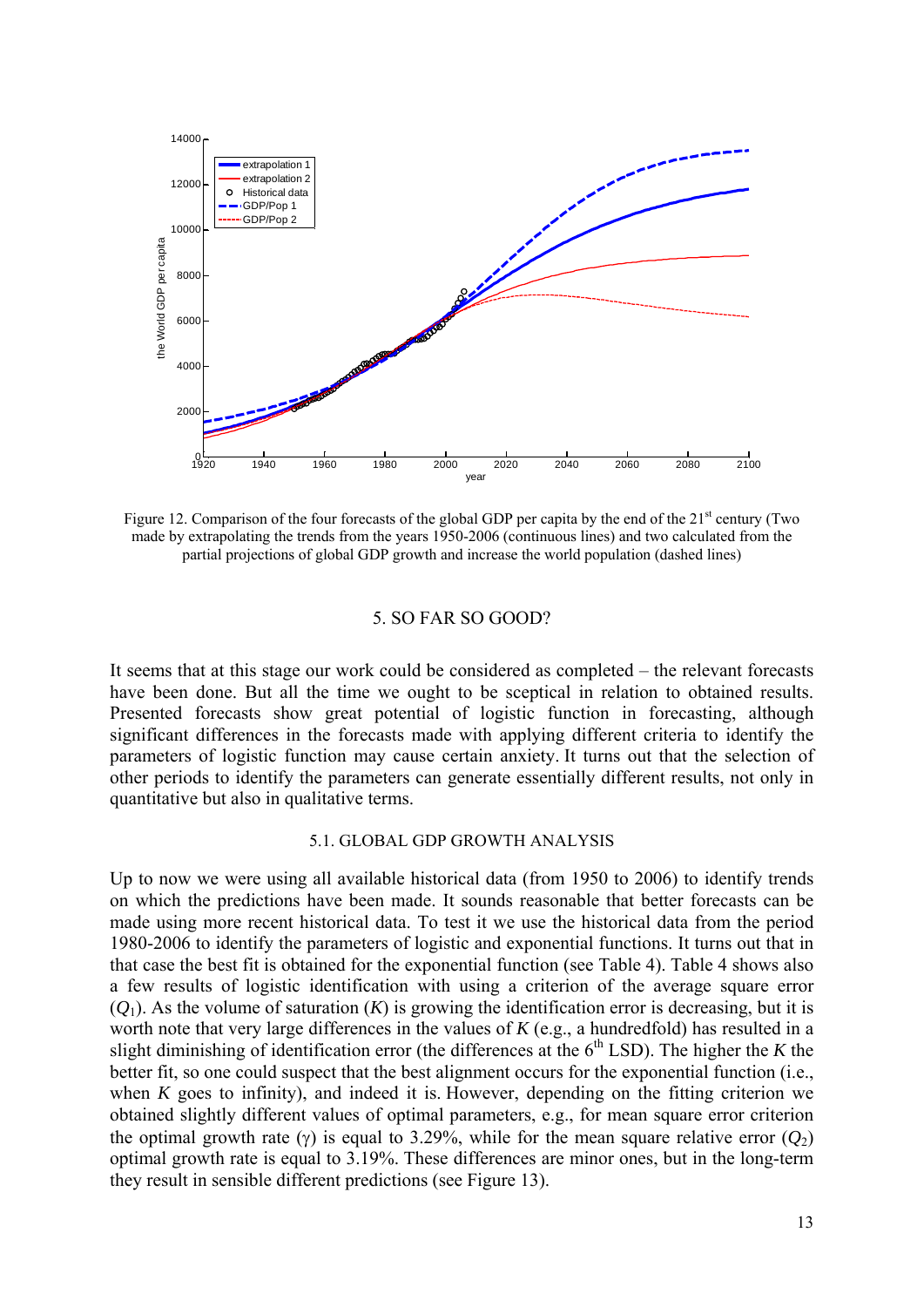Figure 12. Comparison of the four forecasts of the global GDP per capita by the end of the 21st century (Two made by extrapolating the trends from the years 1950-2006 (continuous lines) and two calculated from the partial projections of global GDP growth and increase the world population (dashed lines)

## 5. SO FAR SO GOOD?

It seems that at this stage our work could be considered as completed – the relevant forecasts have been done. But all the time we ought to be sceptical in relation to obtained results. Presented forecasts show great potential of logistic function in forecasting, although significant differences in the forecasts made with applying different criteria to identify the parameters of logistic function may cause certain anxiety. It turns out that the selection of other periods to identify the parameters can generate essentially different results, not only in quantitative but also in qualitative terms.

### 5.1. GLOBAL GDP GROWTH ANALYSIS

Up to now we were using all available historical data (from 1950 to 2006) to identify trends on which the predictions have been made. It sounds reasonable that better forecasts can be made using more recent historical data. To test it we use the historical data from the period 1980-2006 to identify the parameters of logistic and exponential functions. It turns out that in that case the best fit is obtained for the exponential function (see Table 4). Table 4 shows also a few results of logistic identification with using a criterion of the average square error ($Q_1$). As the volume of saturation ($K$) is growing the identification error is decreasing, but it is worth note that very large differences in the values of $K$ (e.g., a hundredfold) has resulted in a slight diminishing of identification error (the differences at the 6th LSD). The higher the $K$ the better fit, so one could suspect that the best alignment occurs for the exponential function (i.e., when $K$ goes to infinity), and indeed it is. However, depending on the fitting criterion we obtained slightly different values of optimal parameters, e.g., for mean square error criterion the optimal growth rate ($\gamma$) is equal to 3.29%, while for the mean square relative error ($Q_2$) optimal growth rate is equal to 3.19%. These differences are minor ones, but in the long-term they result in sensible different predictions (see Figure 13).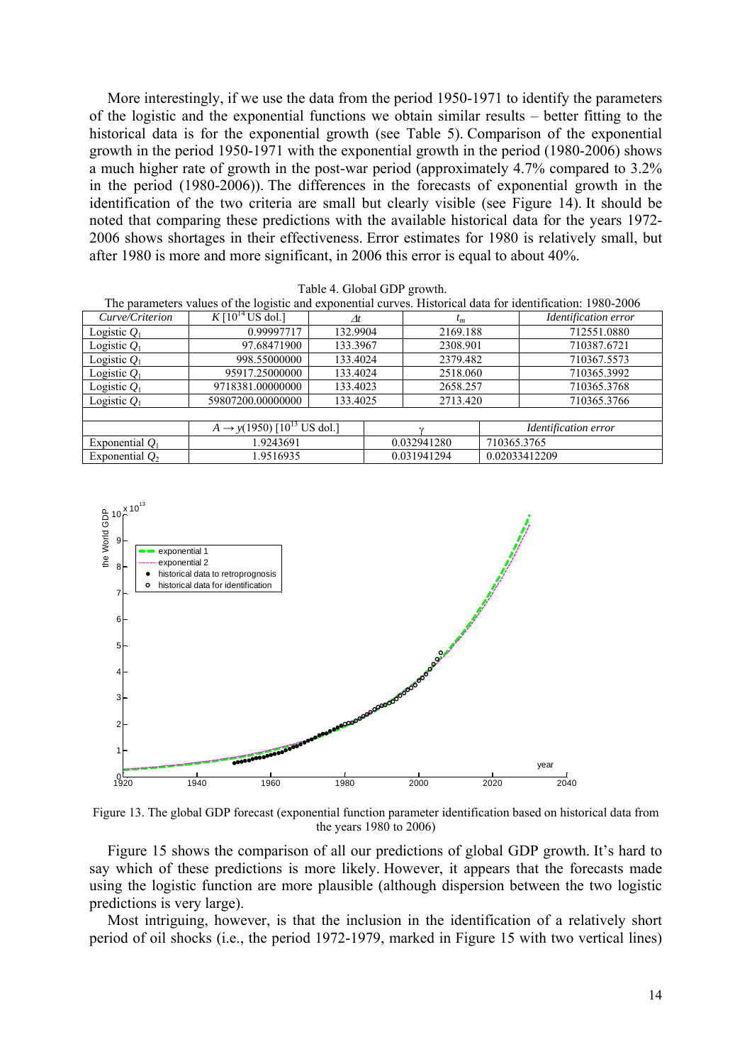More interestingly, if we use the data from the period 1950-1971 to identify the parameters of the logistic and the exponential functions we obtain similar results – better fitting to the historical data is for the exponential growth (see Table 5). Comparison of the exponential growth in the period 1950-1971 with the exponential growth in the period (1980-2006) shows a much higher rate of growth in the post-war period (approximately 4.7% compared to 3.2% in the period (1980-2006)). The differences in the forecasts of exponential growth in the identification of the two criteria are small but clearly visible (see Figure 14). It should be noted that comparing these predictions with the available historical data for the years 1972-2006 shows shortages in their effectiveness. Error estimates for 1980 is relatively small, but after 1980 is more and more significant, in 2006 this error is equal to about 40%.

Table 4. Global GDP growth.

The parameters values of the logistic and exponential curves. Historical data for identification: 1980-2006

| *Curve/Criterion* | $K$ [$10^{14}$ US dol.] | $\Delta t$ | $t_m$ | *Identification error* |
|---|---|---|---|---|
| Logistic $Q_1$ | 0.99997717 | 132.9904 | 2169.188 | 712551.0880 |
| Logistic $Q_1$ | 97.68471900 | 133.3967 | 2308.901 | 710387.6721 |
| Logistic $Q_1$ | 998.55000000 | 133.4024 | 2379.482 | 710367.5573 |
| Logistic $Q_1$ | 95917.25000000 | 133.4024 | 2518.060 | 710365.3992 |
| Logistic $Q_1$ | 9718381.00000000 | 133.4023 | 2658.257 | 710365.3768 |
| Logistic $Q_1$ | 59807200.00000000 | 133.4025 | 2713.420 | 710365.3766 |
| | | | | |
| | $A \to y(1950)$ [$10^{13}$ US dol.] | | $\gamma$ | *Identification error* |
| Exponential $Q_1$ | 1.9243691 | | 0.032941280 | 710365.3765 |
| Exponential $Q_2$ | 1.9516935 | | 0.031941294 | 0.02033412209 |

Figure 13. The global GDP forecast (exponential function parameter identification based on historical data from the years 1980 to 2006)

Figure 15 shows the comparison of all our predictions of global GDP growth. It's hard to say which of these predictions is more likely. However, it appears that the forecasts made using the logistic function are more plausible (although dispersion between the two logistic predictions is very large).

Most intriguing, however, is that the inclusion in the identification of a relatively short period of oil shocks (i.e., the period 1972-1979, marked in Figure 15 with two vertical lines)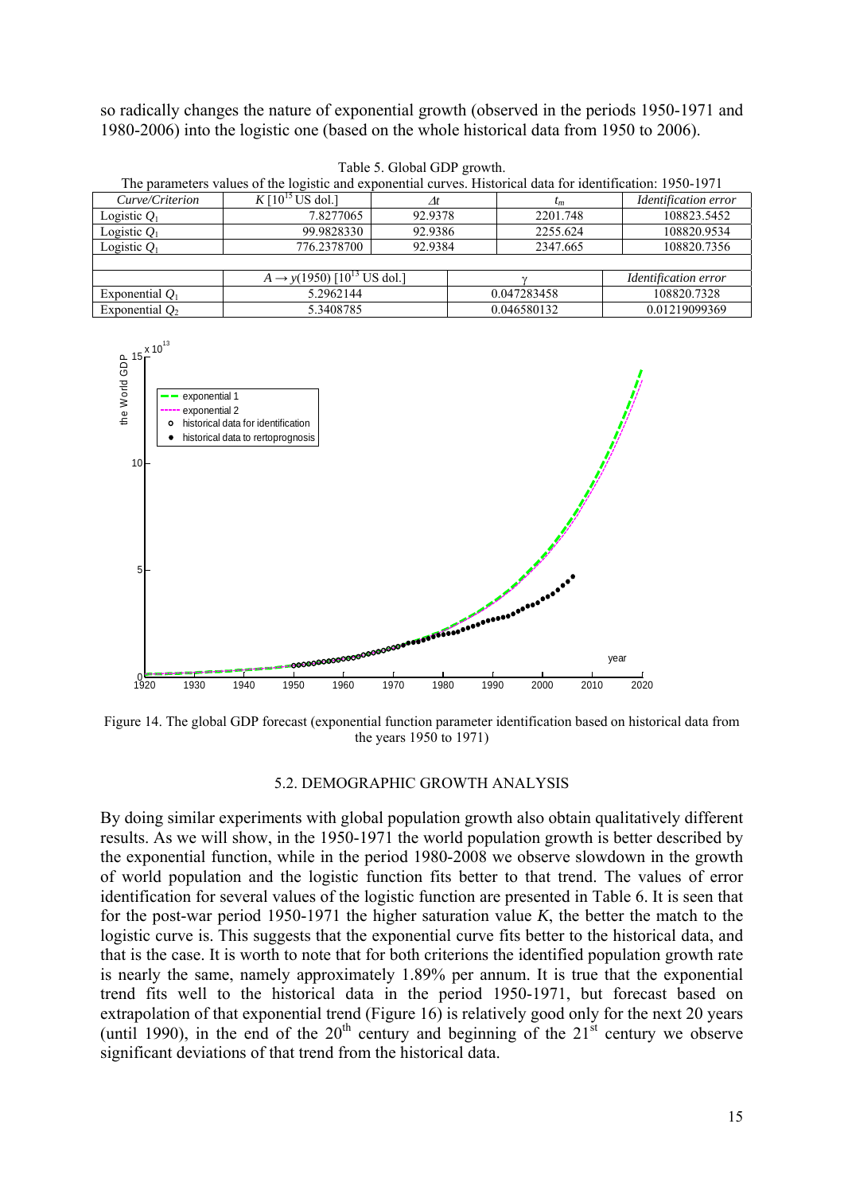so radically changes the nature of exponential growth (observed in the periods 1950-1971 and 1980-2006) into the logistic one (based on the whole historical data from 1950 to 2006).

Table 5. Global GDP growth.
The parameters values of the logistic and exponential curves. Historical data for identification: 1950-1971

| *Curve/Criterion* | $K$ [$10^{15}$ US dol.] | $\Delta t$ | $t_m$ | *Identification error* |
|---|---|---|---|---|
| Logistic $Q_1$ | 7.8277065 | 92.9378 | 2201.748 | 108823.5452 |
| Logistic $Q_1$ | 99.9828330 | 92.9386 | 2255.624 | 108820.9534 |
| Logistic $Q_1$ | 776.2378700 | 92.9384 | 2347.665 | 108820.7356 |
| | | | | |
| | $A \rightarrow y(1950)$ [$10^{13}$ US dol.] | | $\gamma$ | *Identification error* |
| Exponential $Q_1$ | 5.2962144 | | 0.047283458 | 108820.7328 |
| Exponential $Q_2$ | 5.3408785 | | 0.046580132 | 0.01219099369 |

Figure 14. The global GDP forecast (exponential function parameter identification based on historical data from the years 1950 to 1971)

## 5.2. DEMOGRAPHIC GROWTH ANALYSIS

By doing similar experiments with global population growth also obtain qualitatively different results. As we will show, in the 1950-1971 the world population growth is better described by the exponential function, while in the period 1980-2008 we observe slowdown in the growth of world population and the logistic function fits better to that trend. The values of error identification for several values of the logistic function are presented in Table 6. It is seen that for the post-war period 1950-1971 the higher saturation value $K$, the better the match to the logistic curve is. This suggests that the exponential curve fits better to the historical data, and that is the case. It is worth to note that for both criterions the identified population growth rate is nearly the same, namely approximately 1.89% per annum. It is true that the exponential trend fits well to the historical data in the period 1950-1971, but forecast based on extrapolation of that exponential trend (Figure 16) is relatively good only for the next 20 years (until 1990), in the end of the $20^{th}$ century and beginning of the $21^{st}$ century we observe significant deviations of that trend from the historical data.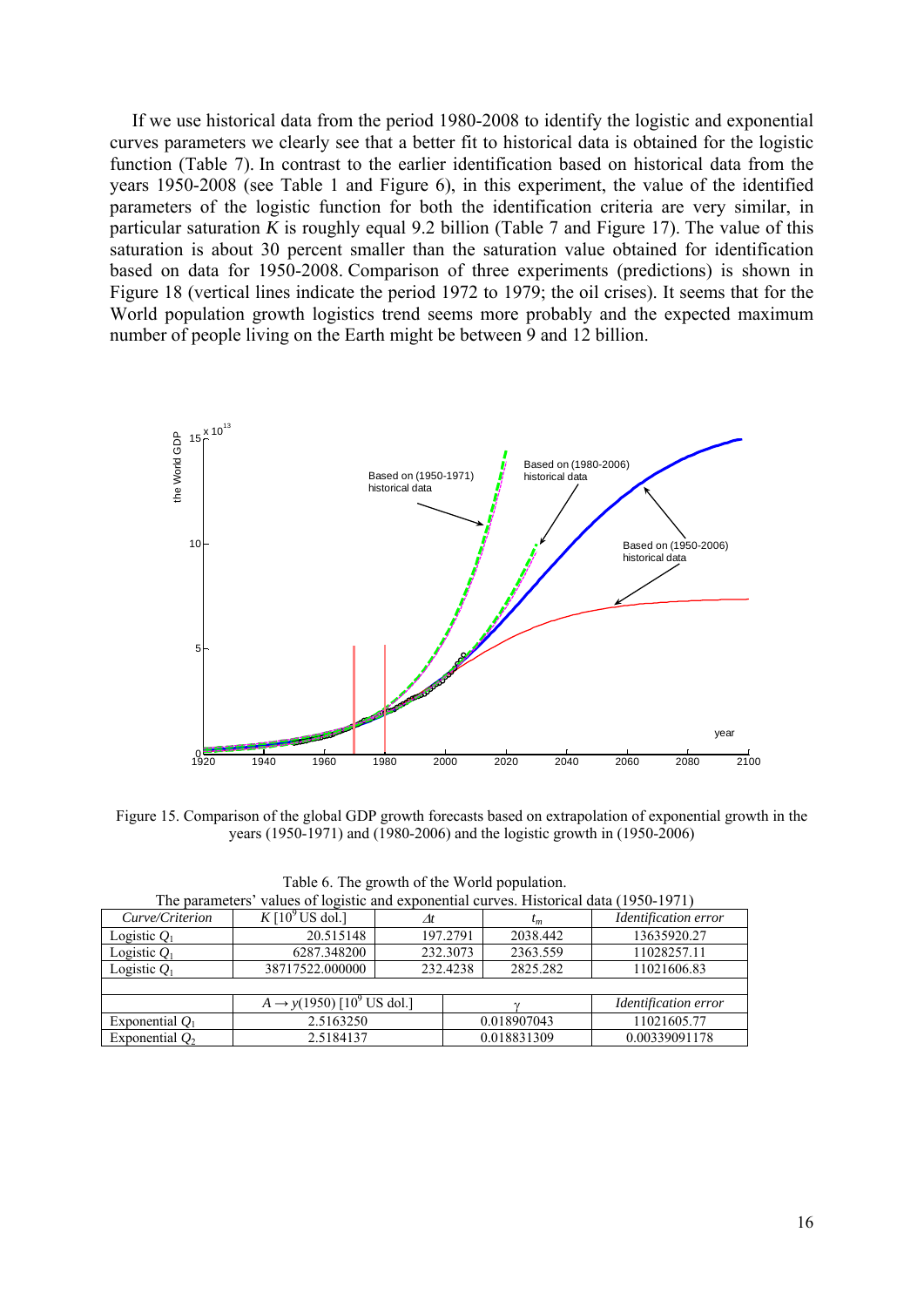If we use historical data from the period 1980-2008 to identify the logistic and exponential curves parameters we clearly see that a better fit to historical data is obtained for the logistic function (Table 7). In contrast to the earlier identification based on historical data from the years 1950-2008 (see Table 1 and Figure 6), in this experiment, the value of the identified parameters of the logistic function for both the identification criteria are very similar, in particular saturation $K$ is roughly equal 9.2 billion (Table 7 and Figure 17). The value of this saturation is about 30 percent smaller than the saturation value obtained for identification based on data for 1950-2008. Comparison of three experiments (predictions) is shown in Figure 18 (vertical lines indicate the period 1972 to 1979; the oil crises). It seems that for the World population growth logistics trend seems more probably and the expected maximum number of people living on the Earth might be between 9 and 12 billion.

Figure 15. Comparison of the global GDP growth forecasts based on extrapolation of exponential growth in the years (1950-1971) and (1980-2006) and the logistic growth in (1950-2006)

Table 6. The growth of the World population.
The parameters' values of logistic and exponential curves. Historical data (1950-1971)

| *Curve/Criterion* | $K$ [$10^9$ US dol.] | $\Delta t$ | $t_m$ | *Identification error* |
|---|---|---|---|---|
| Logistic $Q_1$ | 20.515148 | 197.2791 | 2038.442 | 13635920.27 |
| Logistic $Q_1$ | 6287.348200 | 232.3073 | 2363.559 | 11028257.11 |
| Logistic $Q_1$ | 38717522.000000 | 232.4238 | 2825.282 | 11021606.83 |
| | | | | |
| | $A \rightarrow y(1950)$ [$10^9$ US dol.] | $\gamma$ | | *Identification error* |
| Exponential $Q_1$ | 2.5163250 | 0.018907043 | | 11021605.77 |
| Exponential $Q_2$ | 2.5184137 | 0.018831309 | | 0.00339091178 |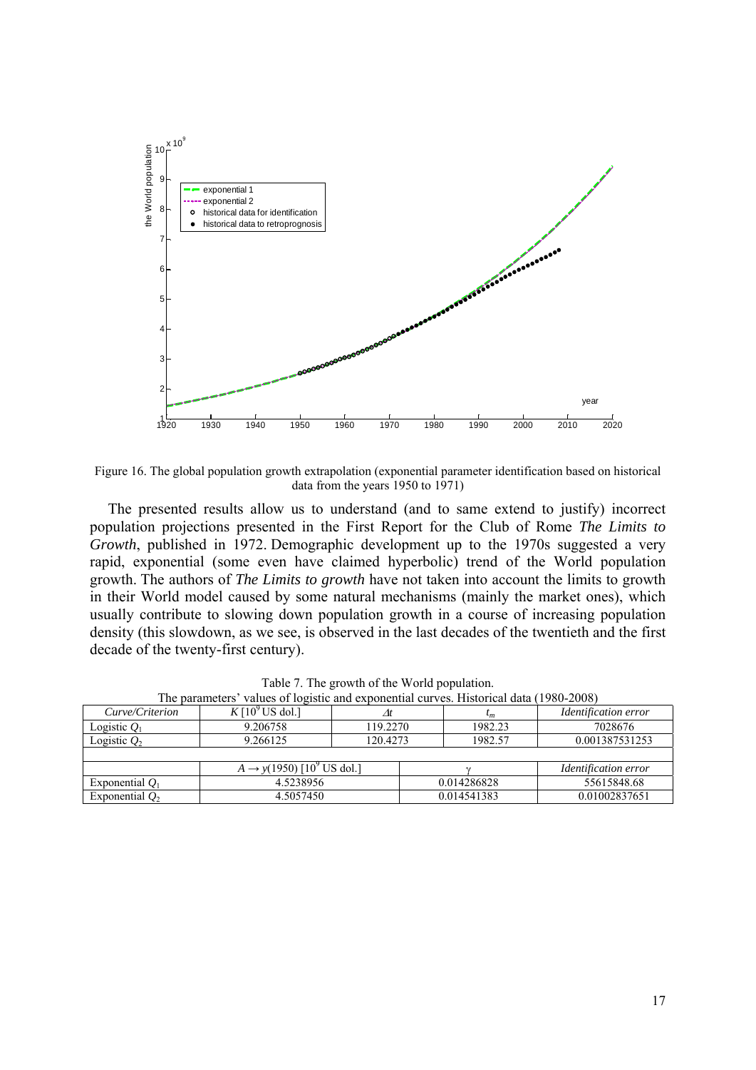Figure 16. The global population growth extrapolation (exponential parameter identification based on historical data from the years 1950 to 1971)

The presented results allow us to understand (and to same extend to justify) incorrect population projections presented in the First Report for the Club of Rome *The Limits to Growth*, published in 1972. Demographic development up to the 1970s suggested a very rapid, exponential (some even have claimed hyperbolic) trend of the World population growth. The authors of *The Limits to growth* have not taken into account the limits to growth in their World model caused by some natural mechanisms (mainly the market ones), which usually contribute to slowing down population growth in a course of increasing population density (this slowdown, as we see, is observed in the last decades of the twentieth and the first decade of the twenty-first century).

Table 7. The growth of the World population.
The parameters' values of logistic and exponential curves. Historical data (1980-2008)

| *Curve/Criterion* | $K$ [$10^9$ US dol.] | $\Delta t$ | $t_m$ | *Identification error* |
|---|---|---|---|---|
| Logistic $Q_1$ | 9.206758 | 119.2270 | 1982.23 | 7028676 |
| Logistic $Q_2$ | 9.266125 | 120.4273 | 1982.57 | 0.001387531253 |
| | | | | |
| | $A \rightarrow y(1950)$ [$10^9$ US dol.] | | $\gamma$ | *Identification error* |
| Exponential $Q_1$ | 4.5238956 | | 0.014286828 | 55615848.68 |
| Exponential $Q_2$ | 4.5057450 | | 0.014541383 | 0.01002837651 |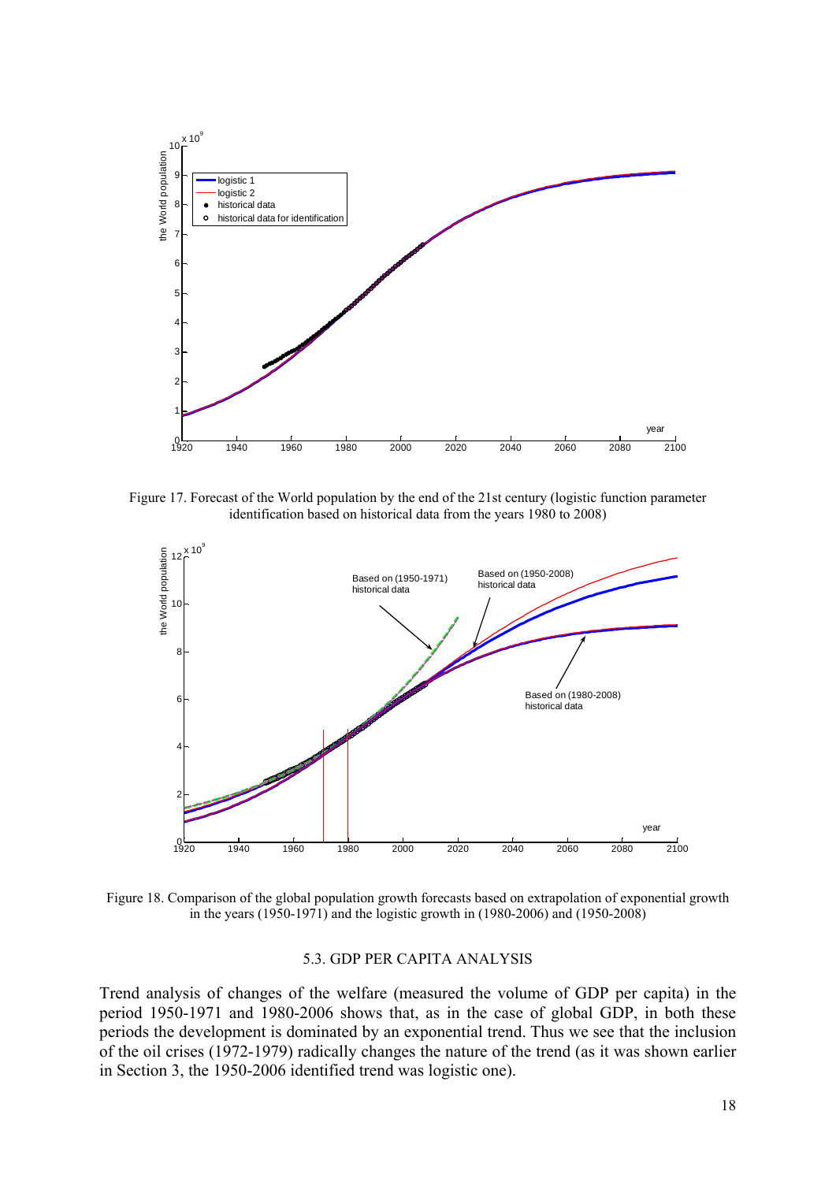Figure 17. Forecast of the World population by the end of the 21st century (logistic function parameter identification based on historical data from the years 1980 to 2008)

Figure 18. Comparison of the global population growth forecasts based on extrapolation of exponential growth in the years (1950-1971) and the logistic growth in (1980-2006) and (1950-2008)

### 5.3. GDP PER CAPITA ANALYSIS

Trend analysis of changes of the welfare (measured the volume of GDP per capita) in the period 1950-1971 and 1980-2006 shows that, as in the case of global GDP, in both these periods the development is dominated by an exponential trend. Thus we see that the inclusion of the oil crises (1972-1979) radically changes the nature of the trend (as it was shown earlier in Section 3, the 1950-2006 identified trend was logistic one).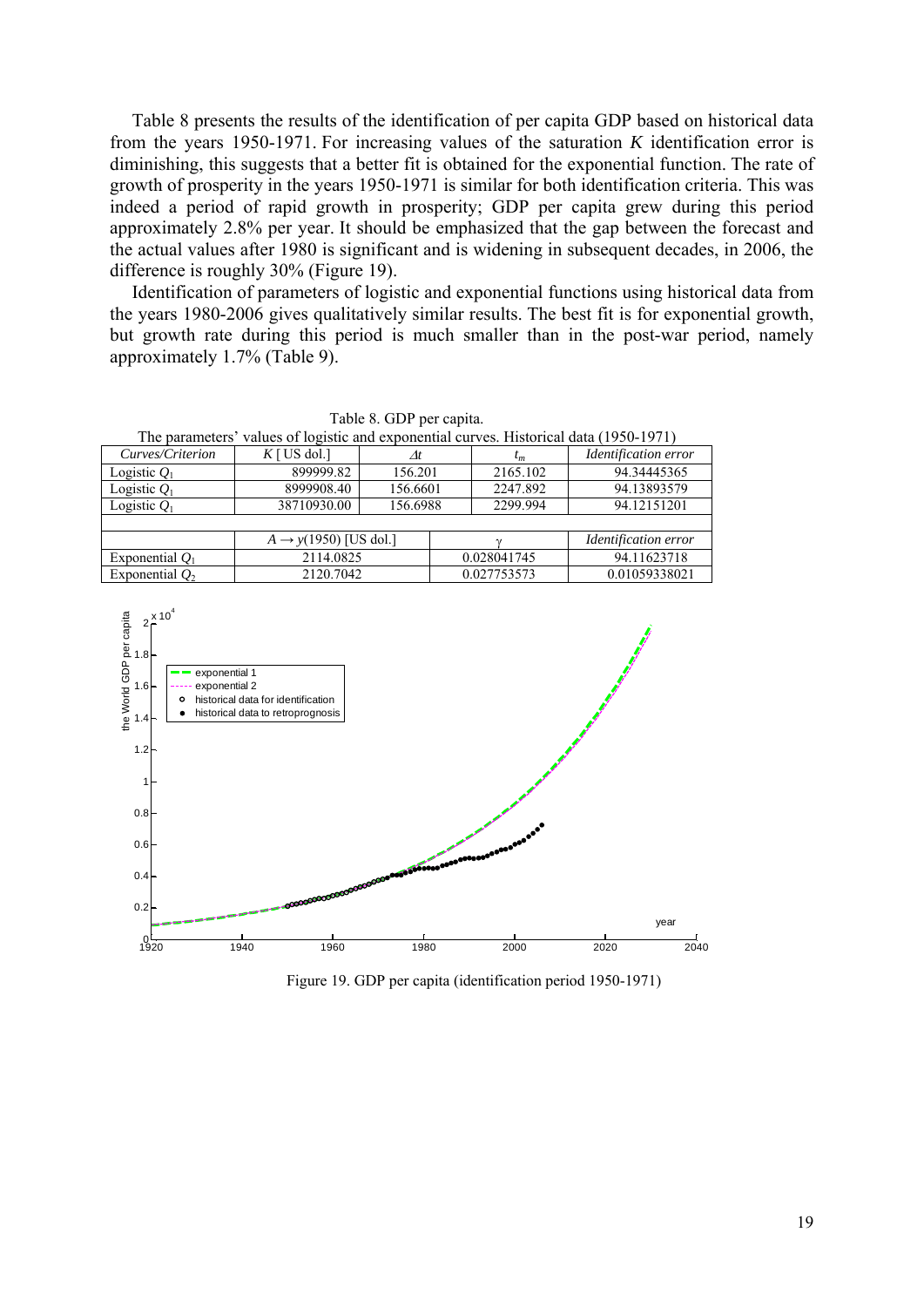Table 8 presents the results of the identification of per capita GDP based on historical data from the years 1950-1971. For increasing values of the saturation $K$ identification error is diminishing, this suggests that a better fit is obtained for the exponential function. The rate of growth of prosperity in the years 1950-1971 is similar for both identification criteria. This was indeed a period of rapid growth in prosperity; GDP per capita grew during this period approximately 2.8% per year. It should be emphasized that the gap between the forecast and the actual values after 1980 is significant and is widening in subsequent decades, in 2006, the difference is roughly 30% (Figure 19).

Identification of parameters of logistic and exponential functions using historical data from the years 1980-2006 gives qualitatively similar results. The best fit is for exponential growth, but growth rate during this period is much smaller than in the post-war period, namely approximately 1.7% (Table 9).

Table 8. GDP per capita.
The parameters' values of logistic and exponential curves. Historical data (1950-1971)

| *Curves/Criterion* | $K$ [ US dol.] | $\Delta t$ | $t_m$ | *Identification error* |
|---|---|---|---|---|
| Logistic $Q_1$ | 899999.82 | 156.201 | 2165.102 | 94.34445365 |
| Logistic $Q_1$ | 8999908.40 | 156.6601 | 2247.892 | 94.13893579 |
| Logistic $Q_1$ | 38710930.00 | 156.6988 | 2299.994 | 94.12151201 |
| | | | | |
| | $A \rightarrow y(1950)$ [US dol.] | | $\gamma$ | *Identification error* |
| Exponential $Q_1$ | 2114.0825 | | 0.028041745 | 94.11623718 |
| Exponential $Q_2$ | 2120.7042 | | 0.027753573 | 0.01059338021 |

Figure 19. GDP per capita (identification period 1950-1971)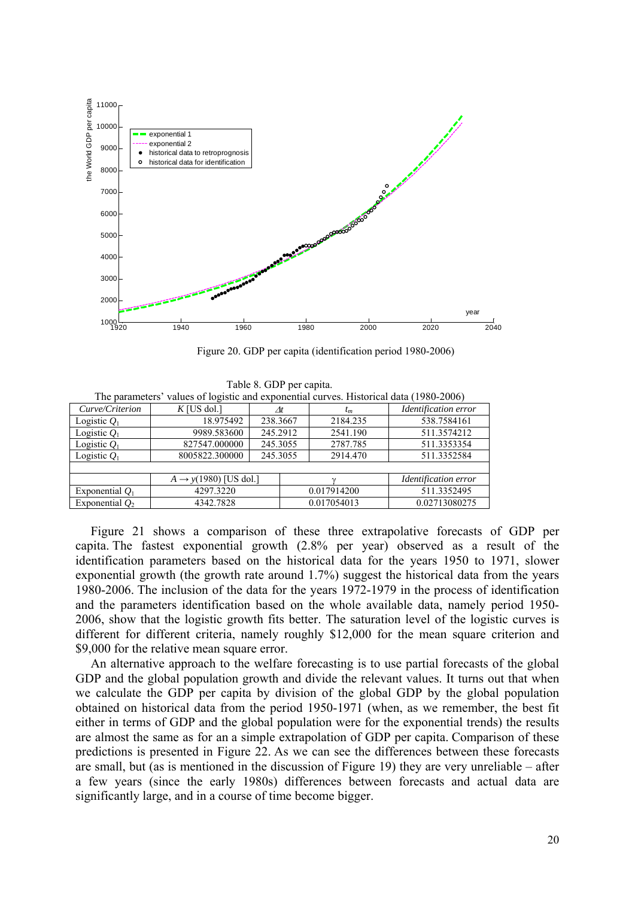Figure 20. GDP per capita (identification period 1980-2006)

Table 8. GDP per capita.
The parameters' values of logistic and exponential curves. Historical data (1980-2006)

| *Curve/Criterion* | $K$ [US dol.] | $\Delta t$ | $t_m$ | *Identification error* |
|---|---|---|---|---|
| Logistic $Q_1$ | 18.975492 | 238.3667 | 2184.235 | 538.7584161 |
| Logistic $Q_1$ | 9989.583600 | 245.2912 | 2541.190 | 511.3574212 |
| Logistic $Q_1$ | 827547.000000 | 245.3055 | 2787.785 | 511.3353354 |
| Logistic $Q_1$ | 8005822.300000 | 245.3055 | 2914.470 | 511.3352584 |
| | | | | |
| | $A \to y(1980)$ [US dol.] | | $\gamma$ | *Identification error* |
| Exponential $Q_1$ | 4297.3220 | | 0.017914200 | 511.3352495 |
| Exponential $Q_2$ | 4342.7828 | | 0.017054013 | 0.02713080275 |

Figure 21 shows a comparison of these three extrapolative forecasts of GDP per capita. The fastest exponential growth (2.8% per year) observed as a result of the identification parameters based on the historical data for the years 1950 to 1971, slower exponential growth (the growth rate around 1.7%) suggest the historical data from the years 1980-2006. The inclusion of the data for the years 1972-1979 in the process of identification and the parameters identification based on the whole available data, namely period 1950-2006, show that the logistic growth fits better. The saturation level of the logistic curves is different for different criteria, namely roughly \$12,000 for the mean square criterion and \$9,000 for the relative mean square error.

An alternative approach to the welfare forecasting is to use partial forecasts of the global GDP and the global population growth and divide the relevant values. It turns out that when we calculate the GDP per capita by division of the global GDP by the global population obtained on historical data from the period 1950-1971 (when, as we remember, the best fit either in terms of GDP and the global population were for the exponential trends) the results are almost the same as for an a simple extrapolation of GDP per capita. Comparison of these predictions is presented in Figure 22. As we can see the differences between these forecasts are small, but (as is mentioned in the discussion of Figure 19) they are very unreliable – after a few years (since the early 1980s) differences between forecasts and actual data are significantly large, and in a course of time become bigger.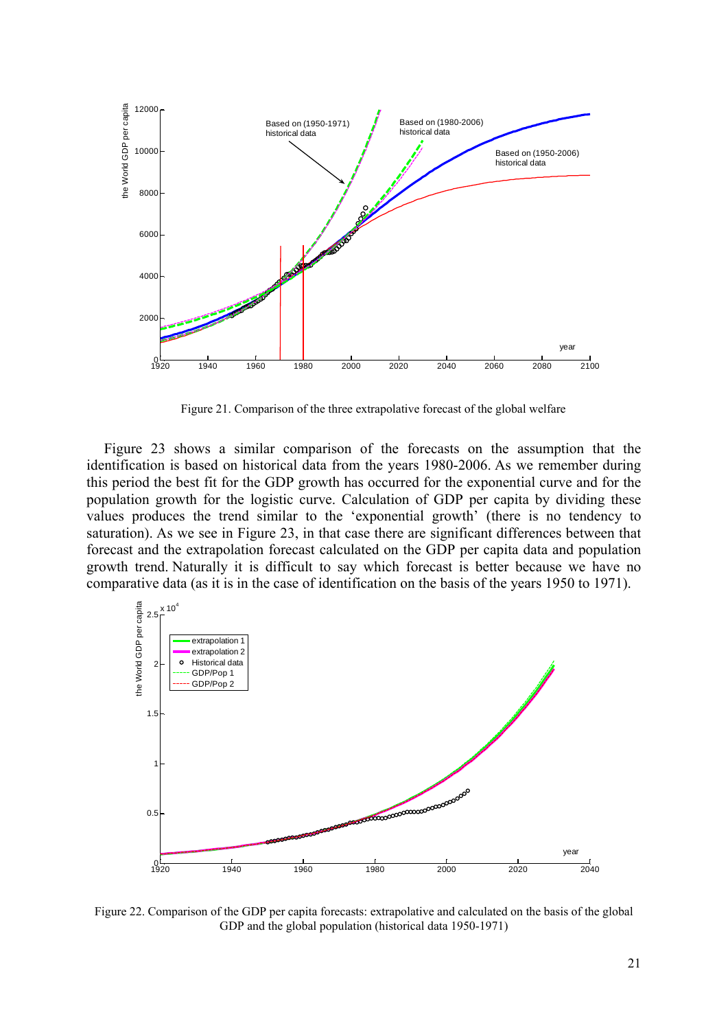Figure 21. Comparison of the three extrapolative forecast of the global welfare

Figure 23 shows a similar comparison of the forecasts on the assumption that the identification is based on historical data from the years 1980-2006. As we remember during this period the best fit for the GDP growth has occurred for the exponential curve and for the population growth for the logistic curve. Calculation of GDP per capita by dividing these values produces the trend similar to the 'exponential growth' (there is no tendency to saturation). As we see in Figure 23, in that case there are significant differences between that forecast and the extrapolation forecast calculated on the GDP per capita data and population growth trend. Naturally it is difficult to say which forecast is better because we have no comparative data (as it is in the case of identification on the basis of the years 1950 to 1971).

Figure 22. Comparison of the GDP per capita forecasts: extrapolative and calculated on the basis of the global GDP and the global population (historical data 1950-1971)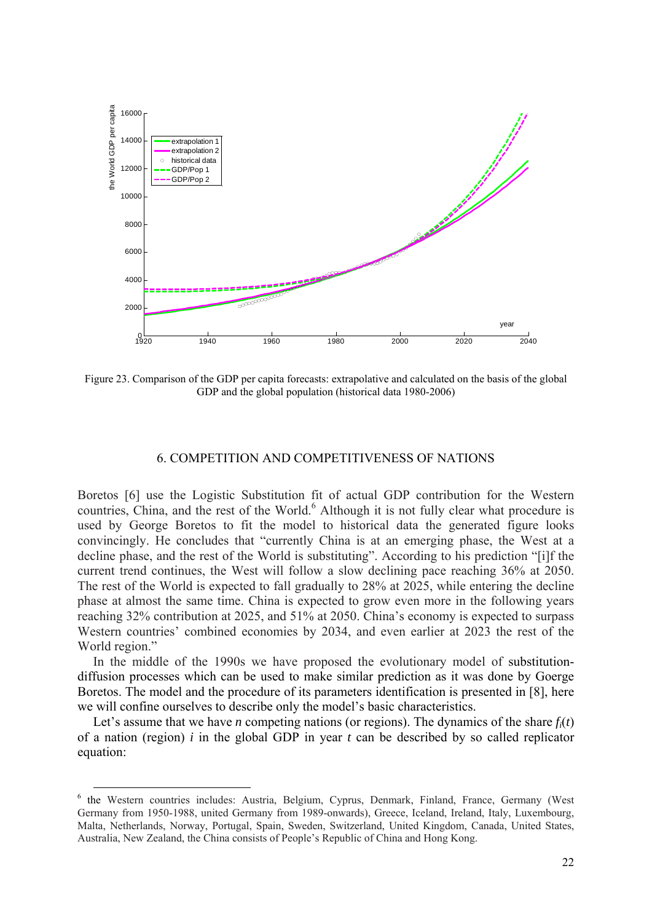Figure 23. Comparison of the GDP per capita forecasts: extrapolative and calculated on the basis of the global GDP and the global population (historical data 1980-2006)

## 6. COMPETITION AND COMPETITIVENESS OF NATIONS

Boretos [6] use the Logistic Substitution fit of actual GDP contribution for the Western countries, China, and the rest of the World.[6] Although it is not fully clear what procedure is used by George Boretos to fit the model to historical data the generated figure looks convincingly. He concludes that "currently China is at an emerging phase, the West at a decline phase, and the rest of the World is substituting". According to his prediction "[i]f the current trend continues, the West will follow a slow declining pace reaching 36% at 2050. The rest of the World is expected to fall gradually to 28% at 2025, while entering the decline phase at almost the same time. China is expected to grow even more in the following years reaching 32% contribution at 2025, and 51% at 2050. China's economy is expected to surpass Western countries' combined economies by 2034, and even earlier at 2023 the rest of the World region."

In the middle of the 1990s we have proposed the evolutionary model of substitution-diffusion processes which can be used to make similar prediction as it was done by Goerge Boretos. The model and the procedure of its parameters identification is presented in [8], here we will confine ourselves to describe only the model's basic characteristics.

Let's assume that we have *n* competing nations (or regions). The dynamics of the share $f_i(t)$ of a nation (region) $i$ in the global GDP in year $t$ can be described by so called replicator equation:

[6] the Western countries includes: Austria, Belgium, Cyprus, Denmark, Finland, France, Germany (West Germany from 1950-1988, united Germany from 1989-onwards), Greece, Iceland, Ireland, Italy, Luxembourg, Malta, Netherlands, Norway, Portugal, Spain, Sweden, Switzerland, United Kingdom, Canada, United States, Australia, New Zealand, the China consists of People's Republic of China and Hong Kong.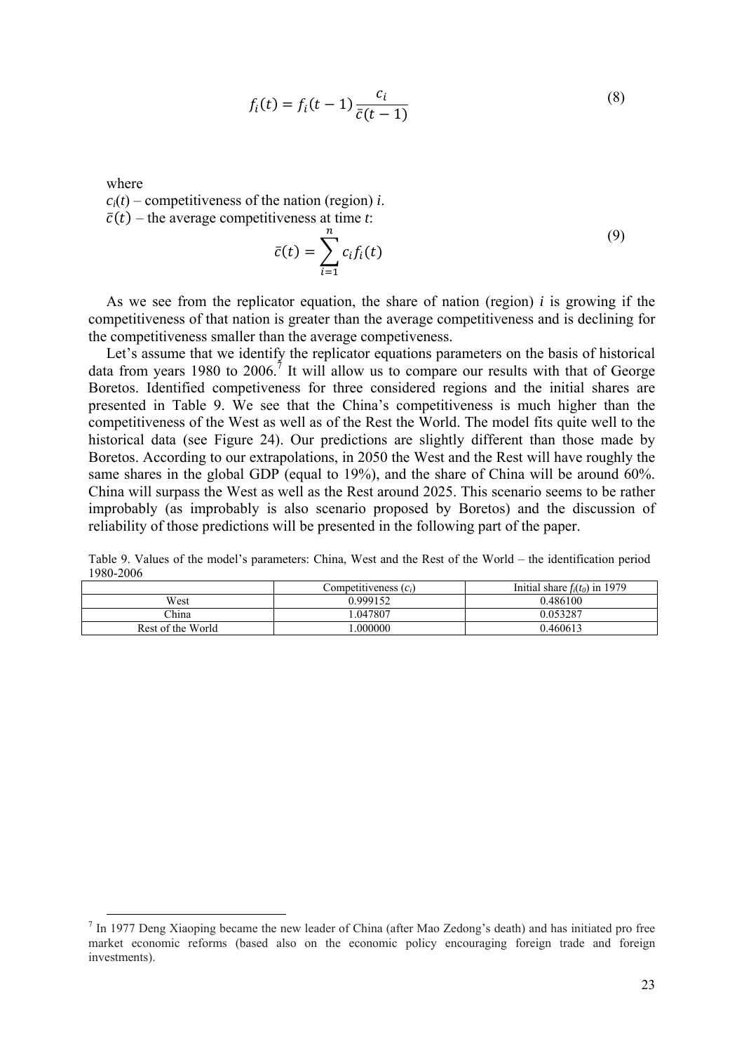$$f_i(t) = f_i(t-1)\frac{c_i}{\bar{c}(t-1)} \tag{8}$$

where

$c_i(t)$ – competitiveness of the nation (region) $i$.

$\bar{c}(t)$ – the average competitiveness at time $t$:

$$\bar{c}(t) = \sum_{i=1}^{n} c_i f_i(t) \tag{9}$$

As we see from the replicator equation, the share of nation (region) $i$ is growing if the competitiveness of that nation is greater than the average competitiveness and is declining for the competitiveness smaller than the average competeiveness.

Let's assume that we identify the replicator equations parameters on the basis of historical data from years 1980 to 2006.[7] It will allow us to compare our results with that of George Boretos. Identified competeveness for three considered regions and the initial shares are presented in Table 9. We see that the China's competitiveness is much higher than the competitiveness of the West as well as of the Rest the World. The model fits quite well to the historical data (see Figure 24). Our predictions are slightly different than those made by Boretos. According to our extrapolations, in 2050 the West and the Rest will have roughly the same shares in the global GDP (equal to 19%), and the share of China will be around 60%. China will surpass the West as well as the Rest around 2025. This scenario seems to be rather improbably (as improbably is also scenario proposed by Boretos) and the discussion of reliability of those predictions will be presented in the following part of the paper.

Table 9. Values of the model's parameters: China, West and the Rest of the World – the identification period 1980-2006

| | Competitiveness ($c_i$) | Initial share $f_i(t_0)$ in 1979 |
|---|---|---|
| West | 0.999152 | 0.486100 |
| China | 1.047807 | 0.053287 |
| Rest of the World | 1.000000 | 0.460613 |

[7] In 1977 Deng Xiaoping became the new leader of China (after Mao Zedong's death) and has initiated pro free market economic reforms (based also on the economic policy encouraging foreign trade and foreign investments).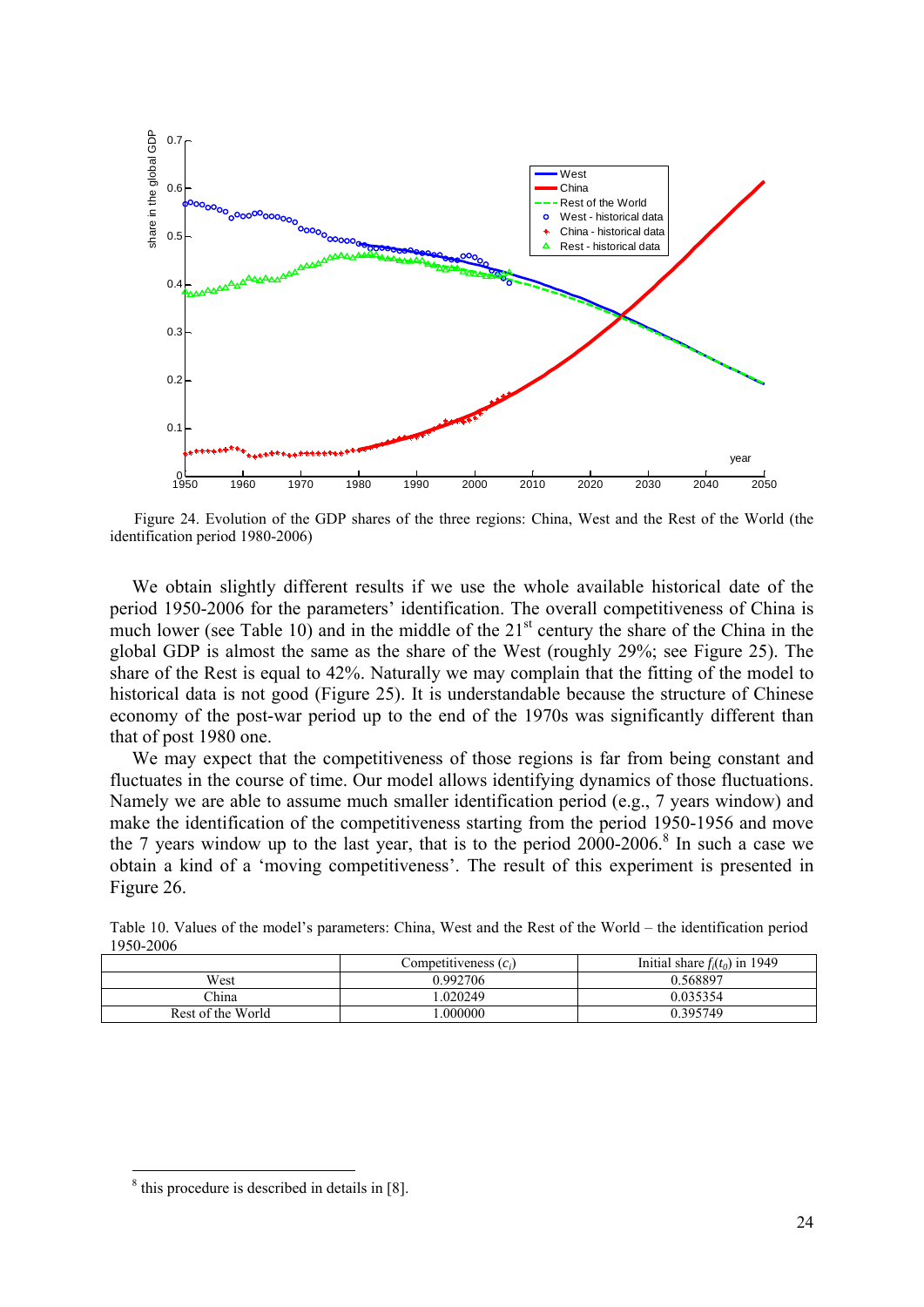Figure 24. Evolution of the GDP shares of the three regions: China, West and the Rest of the World (the identification period 1980-2006)

We obtain slightly different results if we use the whole available historical date of the period 1950-2006 for the parameters' identification. The overall competitiveness of China is much lower (see Table 10) and in the middle of the 21st century the share of the China in the global GDP is almost the same as the share of the West (roughly 29%; see Figure 25). The share of the Rest is equal to 42%. Naturally we may complain that the fitting of the model to historical data is not good (Figure 25). It is understandable because the structure of Chinese economy of the post-war period up to the end of the 1970s was significantly different than that of post 1980 one.

We may expect that the competitiveness of those regions is far from being constant and fluctuates in the course of time. Our model allows identifying dynamics of those fluctuations. Namely we are able to assume much smaller identification period (e.g., 7 years window) and make the identification of the competitiveness starting from the period 1950-1956 and move the 7 years window up to the last year, that is to the period 2000-2006.[8] In such a case we obtain a kind of a 'moving competitiveness'. The result of this experiment is presented in Figure 26.

Table 10. Values of the model's parameters: China, West and the Rest of the World – the identification period 1950-2006

| | Competitiveness ($c_i$) | Initial share $f_i(t_0)$ in 1949 |
|---|---|---|
| West | 0.992706 | 0.568897 |
| China | 1.020249 | 0.035354 |
| Rest of the World | 1.000000 | 0.395749 |

[8] this procedure is described in details in [8].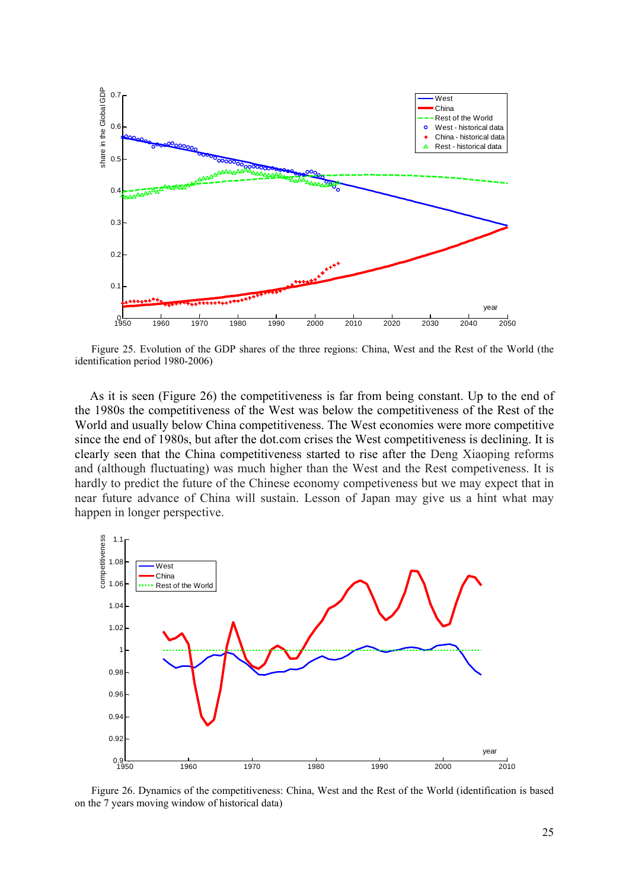Figure 25. Evolution of the GDP shares of the three regions: China, West and the Rest of the World (the identification period 1980-2006)

As it is seen (Figure 26) the competitiveness is far from being constant. Up to the end of the 1980s the competitiveness of the West was below the competitiveness of the Rest of the World and usually below China competitiveness. The West economies were more competitive since the end of 1980s, but after the dot.com crises the West competitiveness is declining. It is clearly seen that the China competitiveness started to rise after the Deng Xiaoping reforms and (although fluctuating) was much higher than the West and the Rest competiveness. It is hardly to predict the future of the Chinese economy competiveness but we may expect that in near future advance of China will sustain. Lesson of Japan may give us a hint what may happen in longer perspective.

Figure 26. Dynamics of the competitiveness: China, West and the Rest of the World (identification is based on the 7 years moving window of historical data)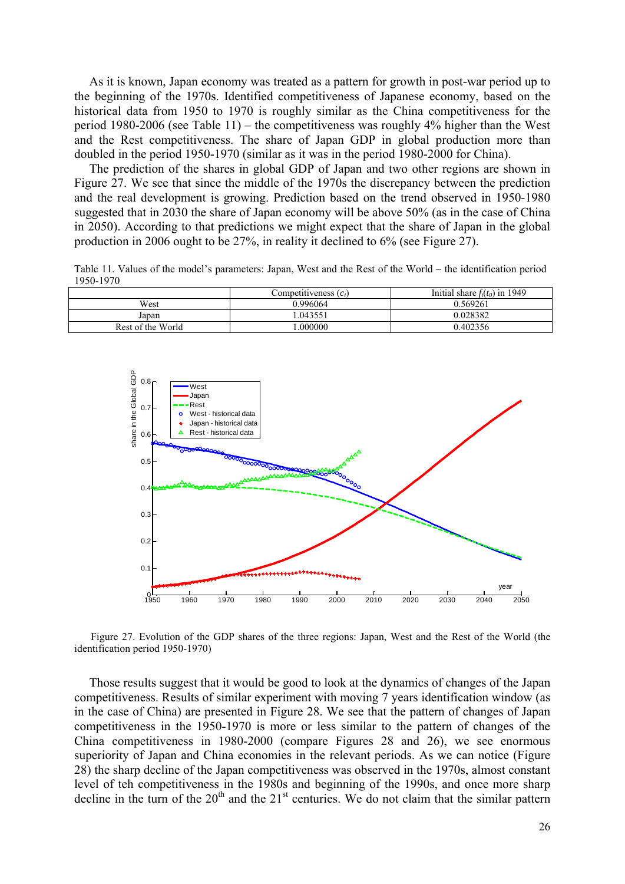As it is known, Japan economy was treated as a pattern for growth in post-war period up to the beginning of the 1970s. Identified competitiveness of Japanese economy, based on the historical data from 1950 to 1970 is roughly similar as the China competitiveness for the period 1980-2006 (see Table 11) – the competitiveness was roughly 4% higher than the West and the Rest competitiveness. The share of Japan GDP in global production more than doubled in the period 1950-1970 (similar as it was in the period 1980-2000 for China).

The prediction of the shares in global GDP of Japan and two other regions are shown in Figure 27. We see that since the middle of the 1970s the discrepancy between the prediction and the real development is growing. Prediction based on the trend observed in 1950-1980 suggested that in 2030 the share of Japan economy will be above 50% (as in the case of China in 2050). According to that predictions we might expect that the share of Japan in the global production in 2006 ought to be 27%, in reality it declined to 6% (see Figure 27).

Table 11. Values of the model's parameters: Japan, West and the Rest of the World – the identification period 1950-1970

| | Competitiveness ($c_i$) | Initial share $f_i(t_0)$ in 1949 |
|---|---|---|
| West | 0.996064 | 0.569261 |
| Japan | 1.043551 | 0.028382 |
| Rest of the World | 1.000000 | 0.402356 |

Figure 27. Evolution of the GDP shares of the three regions: Japan, West and the Rest of the World (the identification period 1950-1970)

Those results suggest that it would be good to look at the dynamics of changes of the Japan competitiveness. Results of similar experiment with moving 7 years identification window (as in the case of China) are presented in Figure 28. We see that the pattern of changes of Japan competitiveness in the 1950-1970 is more or less similar to the pattern of changes of the China competitiveness in 1980-2000 (compare Figures 28 and 26), we see enormous superiority of Japan and China economies in the relevant periods. As we can notice (Figure 28) the sharp decline of the Japan competitiveness was observed in the 1970s, almost constant level of teh competitiveness in the 1980s and beginning of the 1990s, and once more sharp decline in the turn of the 20$^{th}$ and the 21$^{st}$ centuries. We do not claim that the similar pattern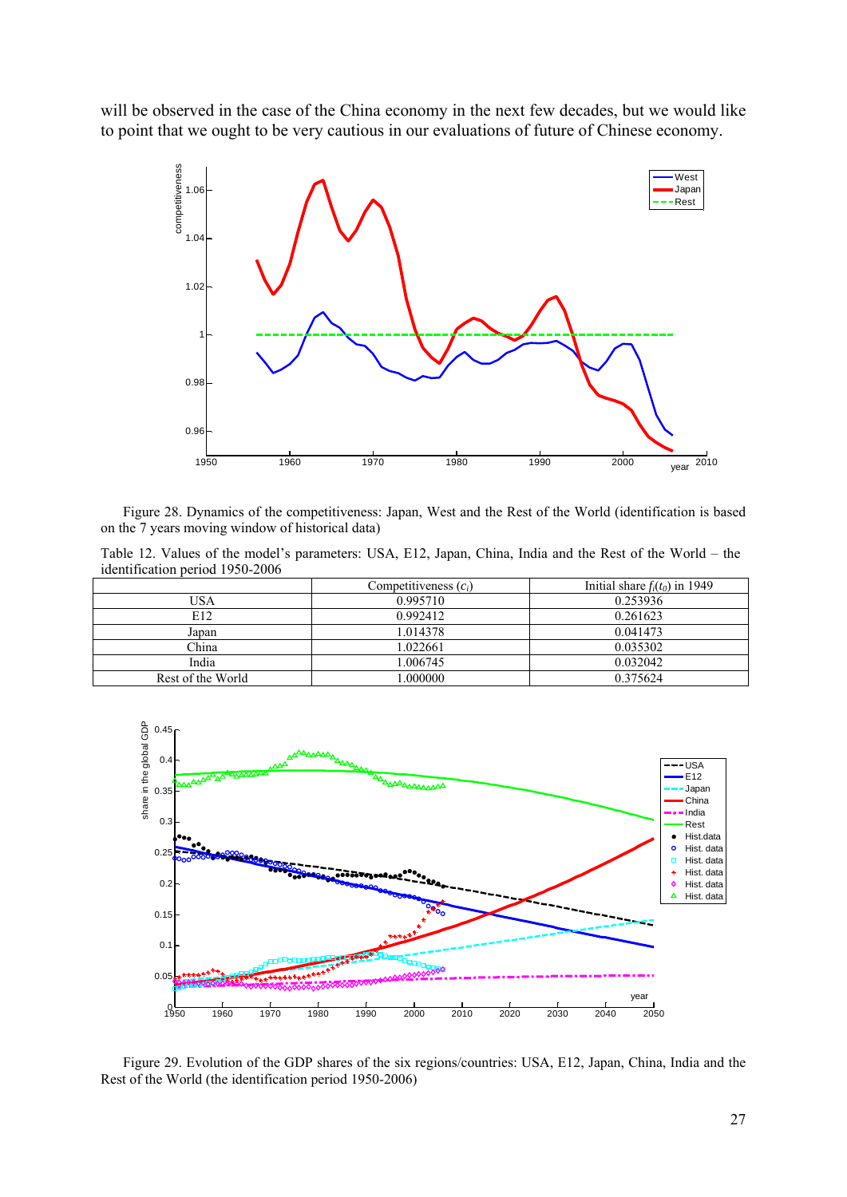will be observed in the case of the China economy in the next few decades, but we would like to point that we ought to be very cautious in our evaluations of future of Chinese economy.

Figure 28. Dynamics of the competitiveness: Japan, West and the Rest of the World (identification is based on the 7 years moving window of historical data)

Table 12. Values of the model's parameters: USA, E12, Japan, China, India and the Rest of the World – the identification period 1950-2006

| | Competitiveness ($c_i$) | Initial share $f_i(t_0)$ in 1949 |
|---|---|---|
| USA | 0.995710 | 0.253936 |
| E12 | 0.992412 | 0.261623 |
| Japan | 1.014378 | 0.041473 |
| China | 1.022661 | 0.035302 |
| India | 1.006745 | 0.032042 |
| Rest of the World | 1.000000 | 0.375624 |

Figure 29. Evolution of the GDP shares of the six regions/countries: USA, E12, Japan, China, India and the Rest of the World (the identification period 1950-2006)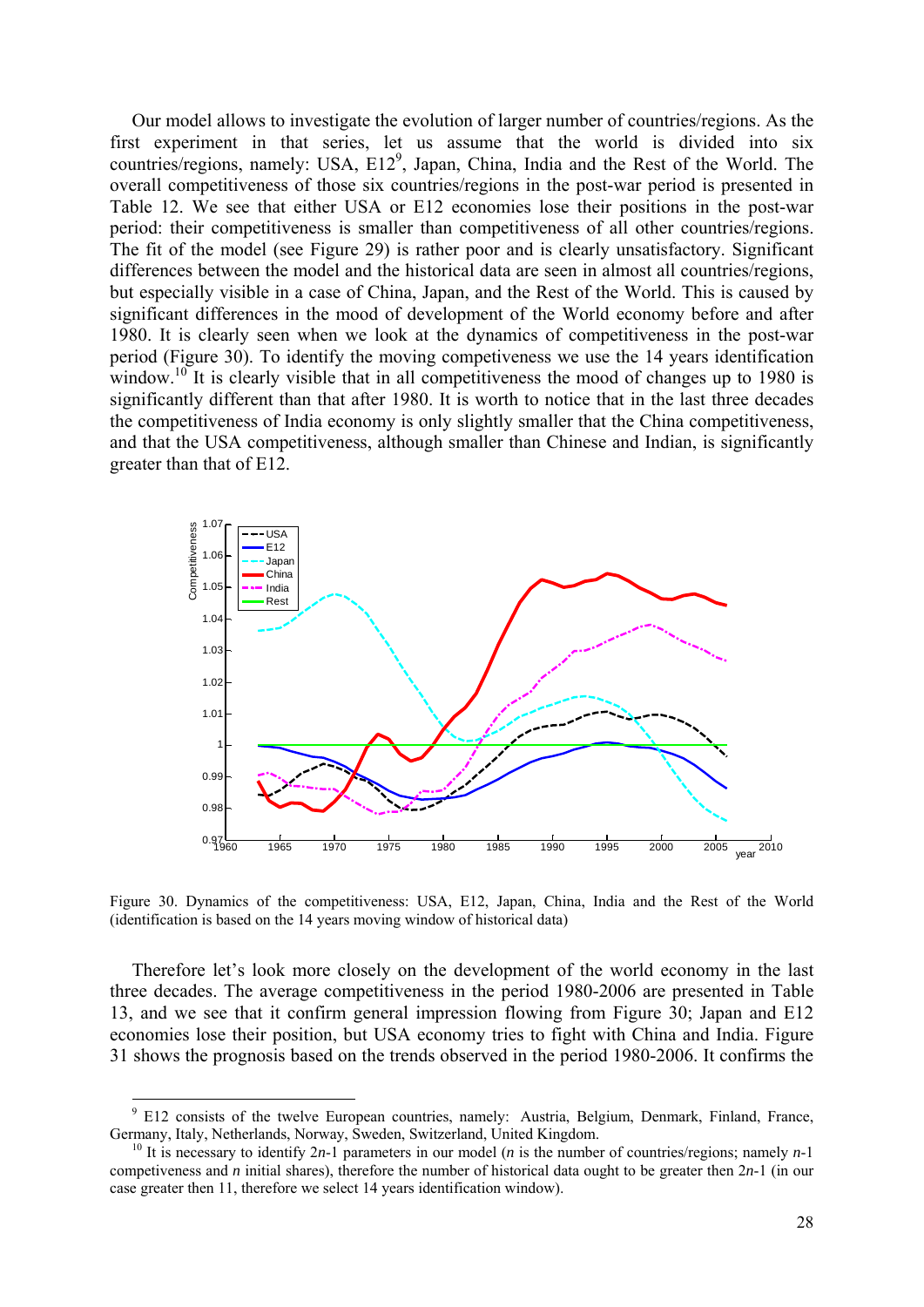Our model allows to investigate the evolution of larger number of countries/regions. As the first experiment in that series, let us assume that the world is divided into six countries/regions, namely: USA, E12[9], Japan, China, India and the Rest of the World. The overall competitiveness of those six countries/regions in the post-war period is presented in Table 12. We see that either USA or E12 economies lose their positions in the post-war period: their competitiveness is smaller than competitiveness of all other countries/regions. The fit of the model (see Figure 29) is rather poor and is clearly unsatisfactory. Significant differences between the model and the historical data are seen in almost all countries/regions, but especially visible in a case of China, Japan, and the Rest of the World. This is caused by significant differences in the mood of development of the World economy before and after 1980. It is clearly seen when we look at the dynamics of competitiveness in the post-war period (Figure 30). To identify the moving competeveness we use the 14 years identification window.[10] It is clearly visible that in all competitiveness the mood of changes up to 1980 is significantly different than that after 1980. It is worth to notice that in the last three decades the competitiveness of India economy is only slightly smaller that the China competitiveness, and that the USA competitiveness, although smaller than Chinese and Indian, is significantly greater than that of E12.

Figure 30. Dynamics of the competitiveness: USA, E12, Japan, China, India and the Rest of the World (identification is based on the 14 years moving window of historical data)

Therefore let's look more closely on the development of the world economy in the last three decades. The average competitiveness in the period 1980-2006 are presented in Table 13, and we see that it confirm general impression flowing from Figure 30; Japan and E12 economies lose their position, but USA economy tries to fight with China and India. Figure 31 shows the prognosis based on the trends observed in the period 1980-2006. It confirms the

---

[9] E12 consists of the twelve European countries, namely: Austria, Belgium, Denmark, Finland, France, Germany, Italy, Netherlands, Norway, Sweden, Switzerland, United Kingdom.

[10] It is necessary to identify $2n$-1 parameters in our model ($n$ is the number of countries/regions; namely $n$-1 competiveness and $n$ initial shares), therefore the number of historical data ought to be greater then $2n$-1 (in our case greater then 11, therefore we select 14 years identification window).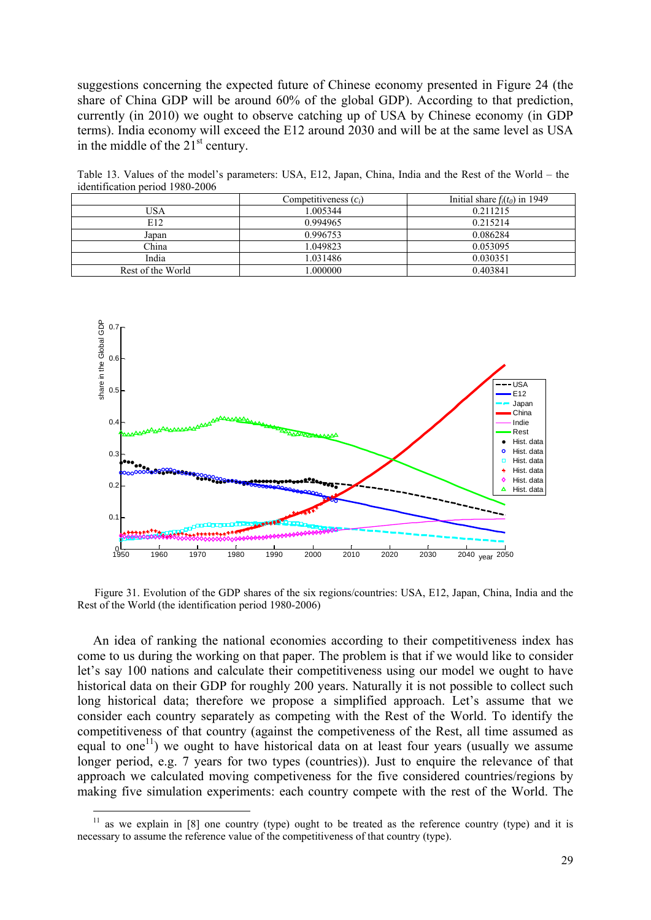suggestions concerning the expected future of Chinese economy presented in Figure 24 (the share of China GDP will be around 60% of the global GDP). According to that prediction, currently (in 2010) we ought to observe catching up of USA by Chinese economy (in GDP terms). India economy will exceed the E12 around 2030 and will be at the same level as USA in the middle of the 21st century.

Table 13. Values of the model's parameters: USA, E12, Japan, China, India and the Rest of the World – the identification period 1980-2006

| | Competitiveness ($c_i$) | Initial share $f_i(t_0)$ in 1949 |
|---|---|---|
| USA | 1.005344 | 0.211215 |
| E12 | 0.994965 | 0.215214 |
| Japan | 0.996753 | 0.086284 |
| China | 1.049823 | 0.053095 |
| India | 1.031486 | 0.030351 |
| Rest of the World | 1.000000 | 0.403841 |

Figure 31. Evolution of the GDP shares of the six regions/countries: USA, E12, Japan, China, India and the Rest of the World (the identification period 1980-2006)

An idea of ranking the national economies according to their competitiveness index has come to us during the working on that paper. The problem is that if we would like to consider let's say 100 nations and calculate their competitiveness using our model we ought to have historical data on their GDP for roughly 200 years. Naturally it is not possible to collect such long historical data; therefore we propose a simplified approach. Let's assume that we consider each country separately as competing with the Rest of the World. To identify the competitiveness of that country (against the competeveness of the Rest, all time assumed as equal to one[11]) we ought to have historical data on at least four years (usually we assume longer period, e.g. 7 years for two types (countries)). Just to enquire the relevance of that approach we calculated moving competiveness for the five considered countries/regions by making five simulation experiments: each country compete with the rest of the World. The

[11] as we explain in [8] one country (type) ought to be treated as the reference country (type) and it is necessary to assume the reference value of the competitiveness of that country (type).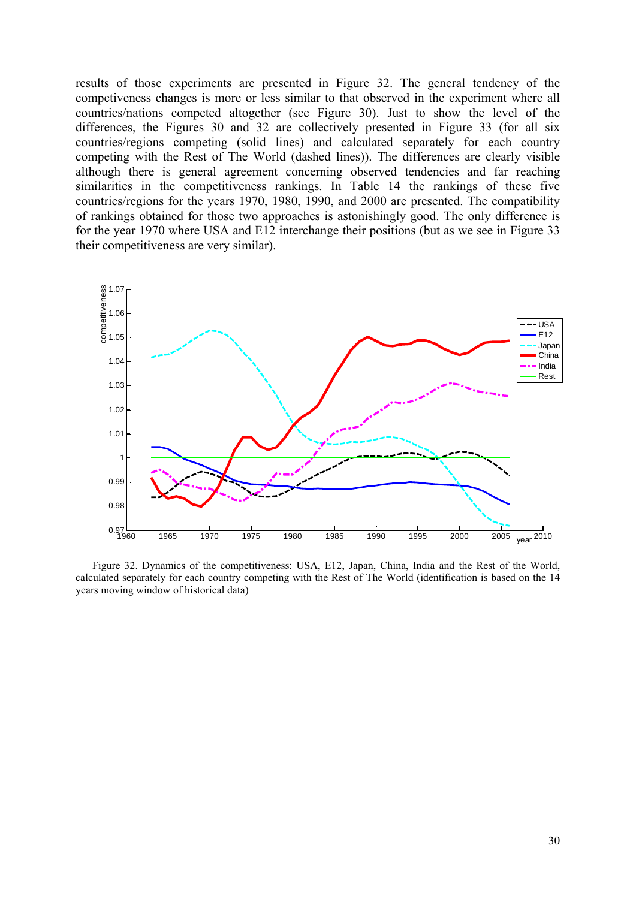results of those experiments are presented in Figure 32. The general tendency of the competiveness changes is more or less similar to that observed in the experiment where all countries/nations competed altogether (see Figure 30). Just to show the level of the differences, the Figures 30 and 32 are collectively presented in Figure 33 (for all six countries/regions competing (solid lines) and calculated separately for each country competing with the Rest of The World (dashed lines)). The differences are clearly visible although there is general agreement concerning observed tendencies and far reaching similarities in the competitiveness rankings. In Table 14 the rankings of these five countries/regions for the years 1970, 1980, 1990, and 2000 are presented. The compatibility of rankings obtained for those two approaches is astonishingly good. The only difference is for the year 1970 where USA and E12 interchange their positions (but as we see in Figure 33 their competitiveness are very similar).

Figure 32. Dynamics of the competitiveness: USA, E12, Japan, China, India and the Rest of the World, calculated separately for each country competing with the Rest of The World (identification is based on the 14 years moving window of historical data)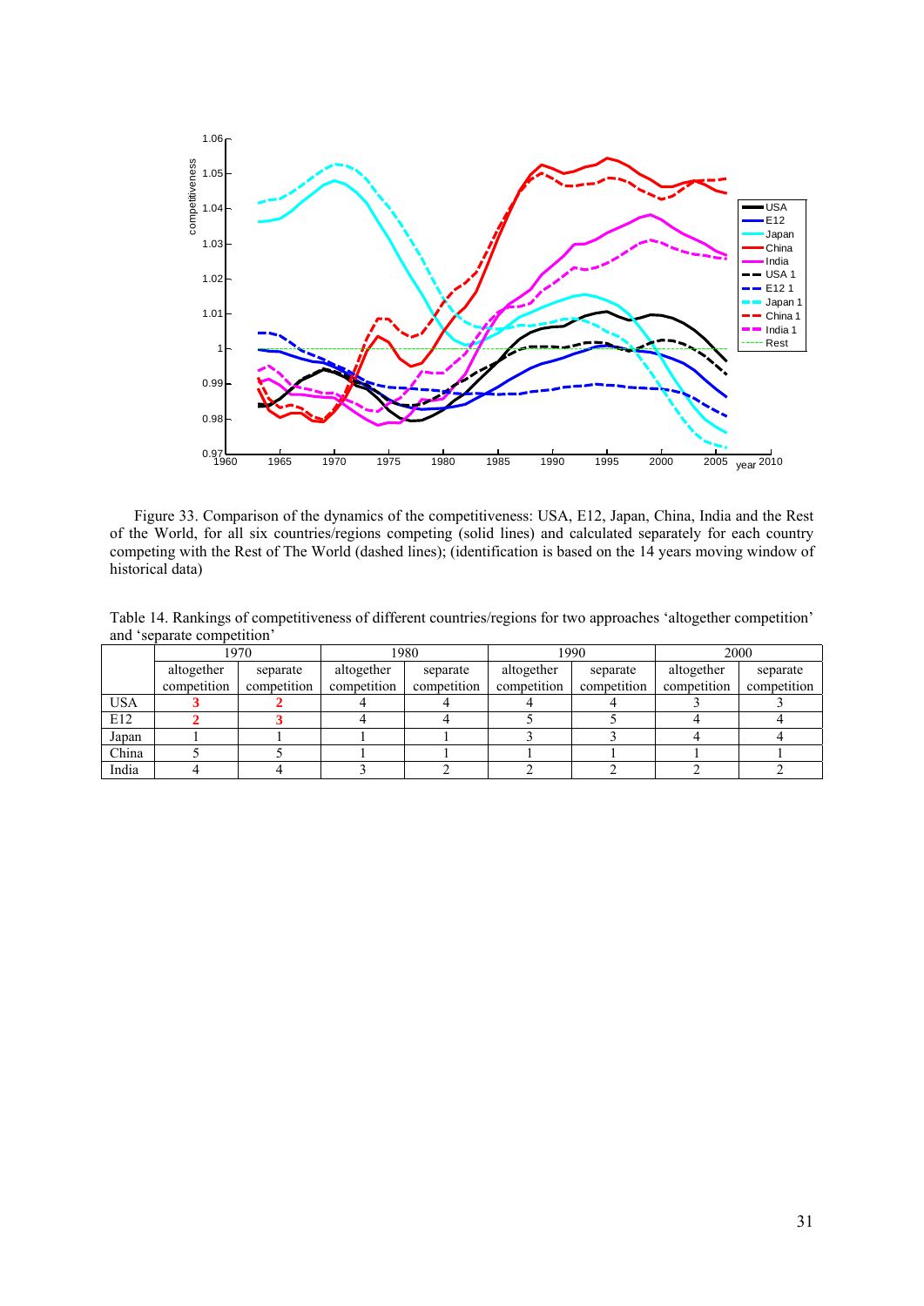Figure 33. Comparison of the dynamics of the competitiveness: USA, E12, Japan, China, India and the Rest of the World, for all six countries/regions competing (solid lines) and calculated separately for each country competing with the Rest of The World (dashed lines); (identification is based on the 14 years moving window of historical data)

Table 14. Rankings of competitiveness of different countries/regions for two approaches 'altogether competition' and 'separate competition'

| | 1970 | | 1980 | | 1990 | | 2000 | |
|---|---|---|---|---|---|---|---|---|
| | altogether competition | separate competition | altogether competition | separate competition | altogether competition | separate competition | altogether competition | separate competition |
| USA | **3** | **2** | 4 | 4 | 4 | 4 | 3 | 3 |
| E12 | **2** | **3** | 4 | 4 | 5 | 5 | 4 | 4 |
| Japan | 1 | 1 | 1 | 1 | 3 | 3 | 4 | 4 |
| China | 5 | 5 | 1 | 1 | 1 | 1 | 1 | 1 |
| India | 4 | 4 | 3 | 2 | 2 | 2 | 2 | 2 |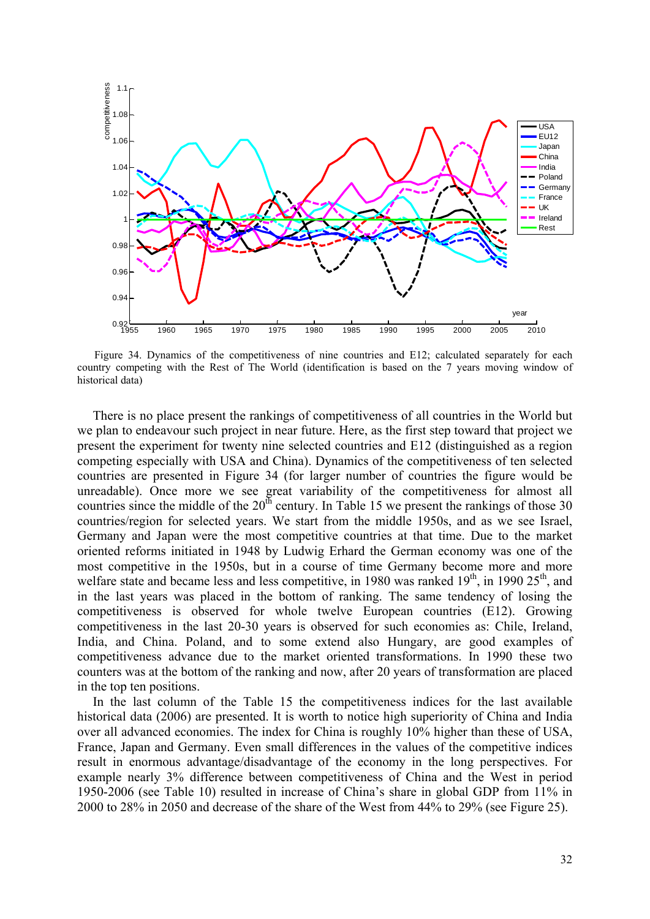Figure 34. Dynamics of the competitiveness of nine countries and E12; calculated separately for each country competing with the Rest of The World (identification is based on the 7 years moving window of historical data)

There is no place present the rankings of competitiveness of all countries in the World but we plan to endeavour such project in near future. Here, as the first step toward that project we present the experiment for twenty nine selected countries and E12 (distinguished as a region competing especially with USA and China). Dynamics of the competitiveness of ten selected countries are presented in Figure 34 (for larger number of countries the figure would be unreadable). Once more we see great variability of the competitiveness for almost all countries since the middle of the 20th century. In Table 15 we present the rankings of those 30 countries/region for selected years. We start from the middle 1950s, and as we see Israel, Germany and Japan were the most competitive countries at that time. Due to the market oriented reforms initiated in 1948 by Ludwig Erhard the German economy was one of the most competitive in the 1950s, but in a course of time Germany become more and more welfare state and became less and less competitive, in 1980 was ranked 19th, in 1990 25th, and in the last years was placed in the bottom of ranking. The same tendency of losing the competitiveness is observed for whole twelve European countries (E12). Growing competitiveness in the last 20-30 years is observed for such economies as: Chile, Ireland, India, and China. Poland, and to some extend also Hungary, are good examples of competitiveness advance due to the market oriented transformations. In 1990 these two counters was at the bottom of the ranking and now, after 20 years of transformation are placed in the top ten positions.

In the last column of the Table 15 the competitiveness indices for the last available historical data (2006) are presented. It is worth to notice high superiority of China and India over all advanced economies. The index for China is roughly 10% higher than these of USA, France, Japan and Germany. Even small differences in the values of the competitive indices result in enormous advantage/disadvantage of the economy in the long perspectives. For example nearly 3% difference between competitiveness of China and the West in period 1950-2006 (see Table 10) resulted in increase of China's share in global GDP from 11% in 2000 to 28% in 2050 and decrease of the share of the West from 44% to 29% (see Figure 25).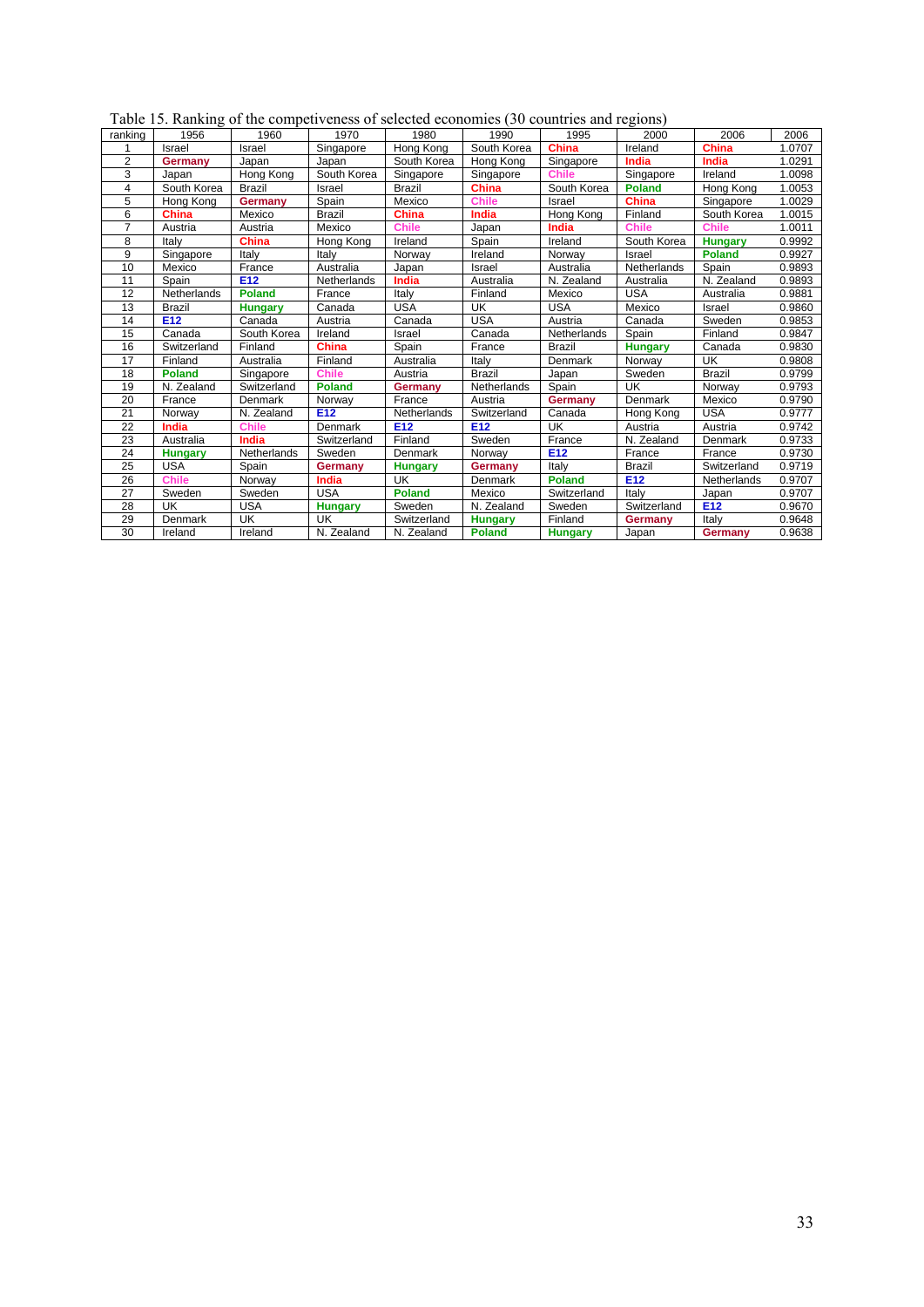Table 15. Ranking of the competiveness of selected economies (30 countries and regions)

| ranking | 1956 | 1960 | 1970 | 1980 | 1990 | 1995 | 2000 | 2006 | 2006 |
|---|---|---|---|---|---|---|---|---|---|
| 1 | Israel | Israel | Singapore | Hong Kong | South Korea | **China** | Ireland | **China** | 1.0707 |
| 2 | **Germany** | Japan | Japan | South Korea | Hong Kong | Singapore | **India** | **India** | 1.0291 |
| 3 | Japan | Hong Kong | South Korea | Singapore | Singapore | **Chile** | Singapore | Ireland | 1.0098 |
| 4 | South Korea | Brazil | Israel | Brazil | **China** | South Korea | **Poland** | Hong Kong | 1.0053 |
| 5 | Hong Kong | **Germany** | Spain | Mexico | **Chile** | Israel | **China** | Singapore | 1.0029 |
| 6 | **China** | Mexico | Brazil | **China** | **India** | Hong Kong | Finland | South Korea | 1.0015 |
| 7 | Austria | Austria | Mexico | **Chile** | Japan | **India** | **Chile** | **Chile** | 1.0011 |
| 8 | Italy | **China** | Hong Kong | Ireland | Spain | Ireland | South Korea | **Hungary** | 0.9992 |
| 9 | Singapore | Italy | Italy | Norway | Ireland | Norway | Israel | **Poland** | 0.9927 |
| 10 | Mexico | France | Australia | Japan | Israel | Australia | Netherlands | Spain | 0.9893 |
| 11 | Spain | **E12** | Netherlands | **India** | Australia | N. Zealand | Australia | N. Zealand | 0.9893 |
| 12 | Netherlands | **Poland** | France | Italy | Finland | Mexico | USA | Australia | 0.9881 |
| 13 | Brazil | **Hungary** | Canada | USA | UK | USA | Mexico | Israel | 0.9860 |
| 14 | **E12** | Canada | Austria | Canada | USA | Austria | Canada | Sweden | 0.9853 |
| 15 | Canada | South Korea | Ireland | Israel | Canada | Netherlands | Spain | Finland | 0.9847 |
| 16 | Switzerland | Finland | **China** | Spain | France | Brazil | **Hungary** | Canada | 0.9830 |
| 17 | Finland | Australia | Finland | Australia | Italy | Denmark | Norway | UK | 0.9808 |
| 18 | **Poland** | Singapore | **Chile** | Austria | Brazil | Japan | Sweden | Brazil | 0.9799 |
| 19 | N. Zealand | Switzerland | **Poland** | **Germany** | Netherlands | Spain | UK | Norway | 0.9793 |
| 20 | France | Denmark | Norway | France | Austria | **Germany** | Denmark | Mexico | 0.9790 |
| 21 | Norway | N. Zealand | **E12** | Netherlands | Switzerland | Canada | Hong Kong | USA | 0.9777 |
| 22 | **India** | **Chile** | Denmark | **E12** | **E12** | UK | Austria | Austria | 0.9742 |
| 23 | Australia | **India** | Switzerland | Finland | Sweden | France | N. Zealand | Denmark | 0.9733 |
| 24 | **Hungary** | Netherlands | Sweden | Denmark | Norway | **E12** | France | France | 0.9730 |
| 25 | USA | Spain | **Germany** | **Hungary** | **Germany** | Italy | Brazil | Switzerland | 0.9719 |
| 26 | **Chile** | Norway | **India** | UK | Denmark | **Poland** | **E12** | Netherlands | 0.9707 |
| 27 | Sweden | Sweden | USA | **Poland** | Mexico | Switzerland | Italy | Japan | 0.9707 |
| 28 | UK | USA | **Hungary** | Sweden | N. Zealand | Sweden | Switzerland | **E12** | 0.9670 |
| 29 | Denmark | UK | UK | Switzerland | **Hungary** | Finland | **Germany** | Italy | 0.9648 |
| 30 | Ireland | Ireland | N. Zealand | N. Zealand | **Poland** | **Hungary** | Japan | **Germany** | 0.9638 |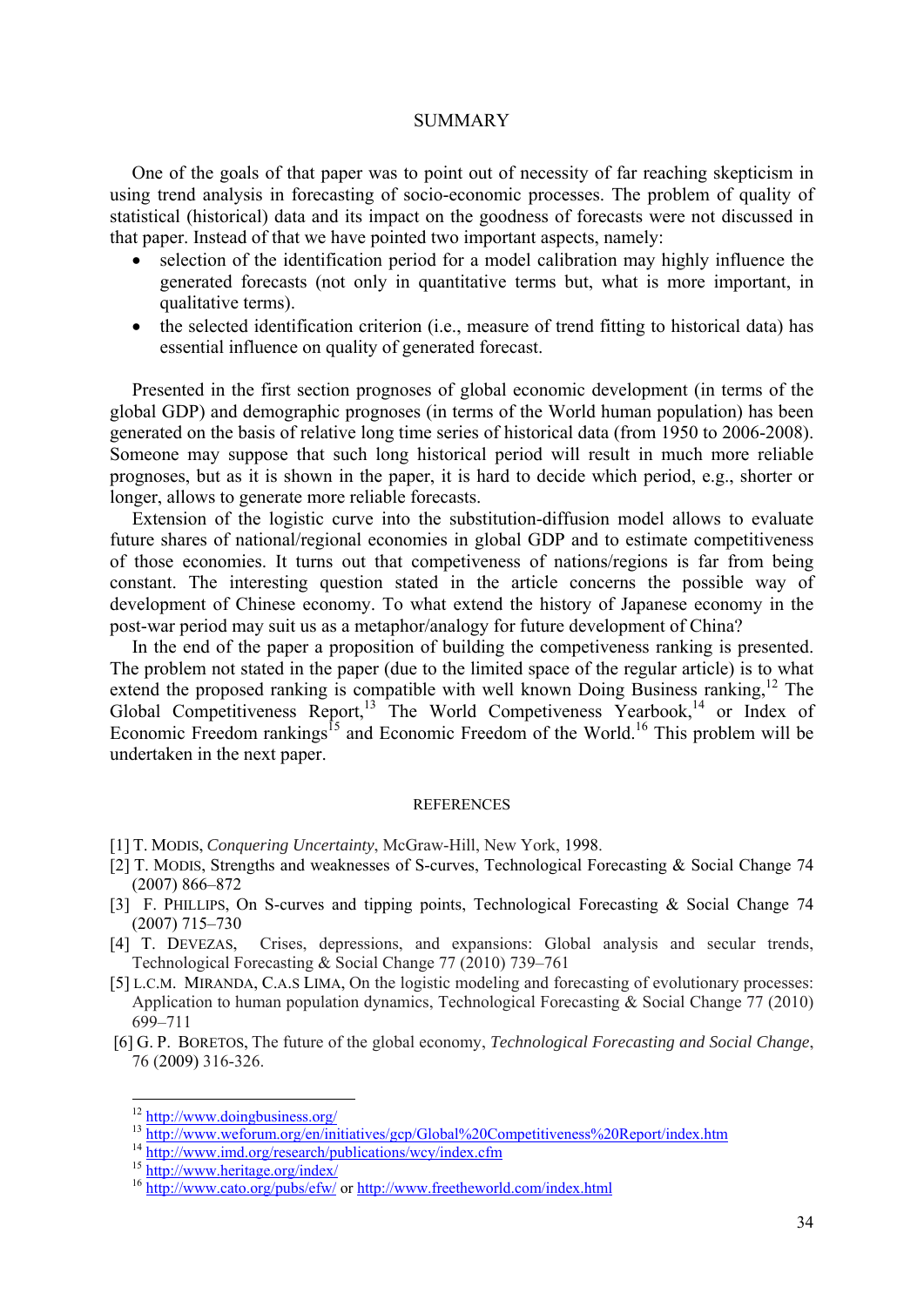## SUMMARY

One of the goals of that paper was to point out of necessity of far reaching skepticism in using trend analysis in forecasting of socio-economic processes. The problem of quality of statistical (historical) data and its impact on the goodness of forecasts were not discussed in that paper. Instead of that we have pointed two important aspects, namely:

- selection of the identification period for a model calibration may highly influence the generated forecasts (not only in quantitative terms but, what is more important, in qualitative terms).
- the selected identification criterion (i.e., measure of trend fitting to historical data) has essential influence on quality of generated forecast.

Presented in the first section prognoses of global economic development (in terms of the global GDP) and demographic prognoses (in terms of the World human population) has been generated on the basis of relative long time series of historical data (from 1950 to 2006-2008). Someone may suppose that such long historical period will result in much more reliable prognoses, but as it is shown in the paper, it is hard to decide which period, e.g., shorter or longer, allows to generate more reliable forecasts.

Extension of the logistic curve into the substitution-diffusion model allows to evaluate future shares of national/regional economies in global GDP and to estimate competitiveness of those economies. It turns out that competiveness of nations/regions is far from being constant. The interesting question stated in the article concerns the possible way of development of Chinese economy. To what extend the history of Japanese economy in the post-war period may suit us as a metaphor/analogy for future development of China?

In the end of the paper a proposition of building the competiveness ranking is presented. The problem not stated in the paper (due to the limited space of the regular article) is to what extend the proposed ranking is compatible with well known Doing Business ranking,[12] The Global Competitiveness Report,[13] The World Competiveness Yearbook,[14] or Index of Economic Freedom rankings[15] and Economic Freedom of the World.[16] This problem will be undertaken in the next paper.

## REFERENCES

[1] T. MODIS, *Conquering Uncertainty*, McGraw-Hill, New York, 1998.

[2] T. MODIS, Strengths and weaknesses of S-curves, Technological Forecasting & Social Change 74 (2007) 866–872

[3] F. PHILLIPS, On S-curves and tipping points, Technological Forecasting & Social Change 74 (2007) 715–730

[4] T. DEVEZAS, Crises, depressions, and expansions: Global analysis and secular trends, Technological Forecasting & Social Change 77 (2010) 739–761

[5] L.C.M. MIRANDA, C.A.S LIMA, On the logistic modeling and forecasting of evolutionary processes: Application to human population dynamics, Technological Forecasting & Social Change 77 (2010) 699–711

[6] G. P. BORETOS, The future of the global economy, *Technological Forecasting and Social Change*, 76 (2009) 316-326.

---

[12] http://www.doingbusiness.org/

[13] http://www.weforum.org/en/initiatives/gcp/Global%20Competitiveness%20Report/index.htm

[14] http://www.imd.org/research/publications/wcy/index.cfm

[15] http://www.heritage.org/index/

[16] http://www.cato.org/pubs/efw/ or http://www.freetheworld.com/index.html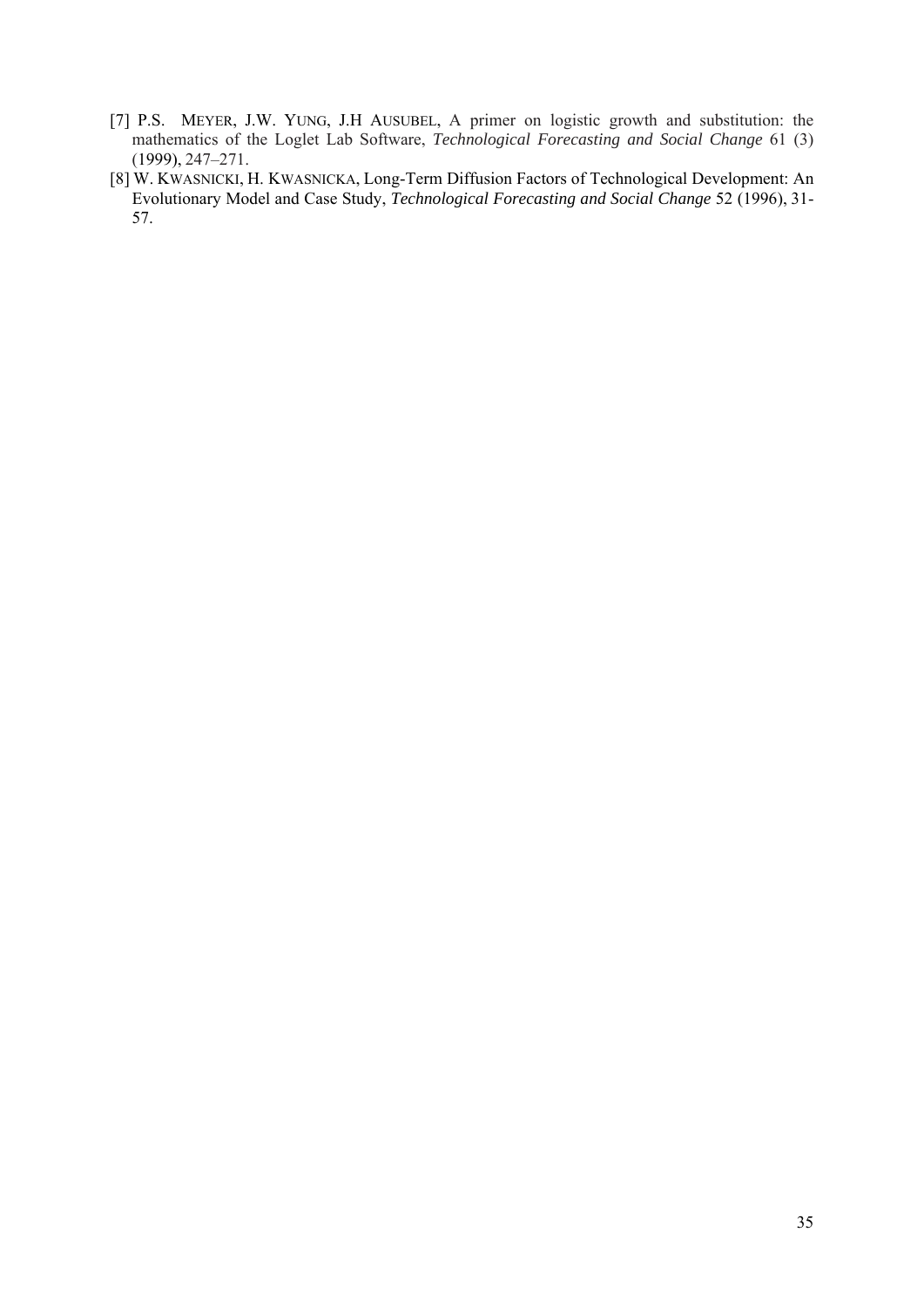[7] P.S. MEYER, J.W. YUNG, J.H AUSUBEL, A primer on logistic growth and substitution: the mathematics of the Loglet Lab Software, *Technological Forecasting and Social Change* 61 (3) (1999), 247–271.

[8] W. KWASNICKI, H. KWASNICKA, Long-Term Diffusion Factors of Technological Development: An Evolutionary Model and Case Study, *Technological Forecasting and Social Change* 52 (1996), 31-57.